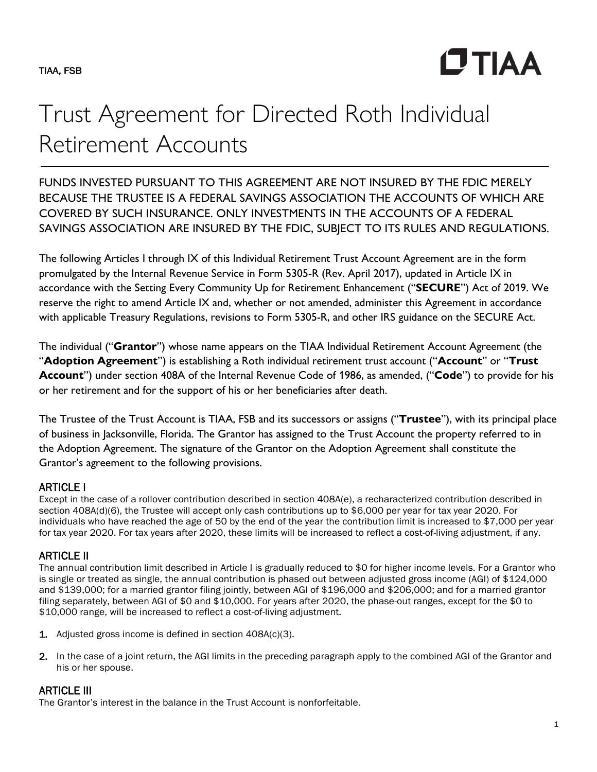TIAA, FSB

# Trust Agreement for Directed Roth Individual Retirement Accounts

FUNDS INVESTED PURSUANT TO THIS AGREEMENT ARE NOT INSURED BY THE FDIC MERELY BECAUSE THE TRUSTEE IS A FEDERAL SAVINGS ASSOCIATION THE ACCOUNTS OF WHICH ARE COVERED BY SUCH INSURANCE. ONLY INVESTMENTS IN THE ACCOUNTS OF A FEDERAL SAVINGS ASSOCIATION ARE INSURED BY THE FDIC, SUBJECT TO ITS RULES AND REGULATIONS.

The following Articles I through IX of this Individual Retirement Trust Account Agreement are in the form promulgated by the Internal Revenue Service in Form 5305-R (Rev. April 2017), updated in Article IX in accordance with the Setting Every Community Up for Retirement Enhancement ("**SECURE**") Act of 2019. We reserve the right to amend Article IX and, whether or not amended, administer this Agreement in accordance with applicable Treasury Regulations, revisions to Form 5305-R, and other IRS guidance on the SECURE Act.

The individual ("**Grantor**") whose name appears on the TIAA Individual Retirement Account Agreement (the "**Adoption Agreement**") is establishing a Roth individual retirement trust account ("**Account**" or "**Trust Account**") under section 408A of the Internal Revenue Code of 1986, as amended, ("**Code**") to provide for his or her retirement and for the support of his or her beneficiaries after death.

The Trustee of the Trust Account is TIAA, FSB and its successors or assigns ("**Trustee**"), with its principal place of business in Jacksonville, Florida. The Grantor has assigned to the Trust Account the property referred to in the Adoption Agreement. The signature of the Grantor on the Adoption Agreement shall constitute the Grantor's agreement to the following provisions.

## ARTICLE I

Except in the case of a rollover contribution described in section 408A(e), a recharacterized contribution described in section 408A(d)(6), the Trustee will accept only cash contributions up to $6,000 per year for tax year 2020. For individuals who have reached the age of 50 by the end of the year the contribution limit is increased to $7,000 per year for tax year 2020. For tax years after 2020, these limits will be increased to reflect a cost-of-living adjustment, if any.

## ARTICLE II

The annual contribution limit described in Article I is gradually reduced to $0 for higher income levels. For a Grantor who is single or treated as single, the annual contribution is phased out between adjusted gross income (AGI) of $124,000 and $139,000; for a married grantor filing jointly, between AGI of $196,000 and $206,000; and for a married grantor filing separately, between AGI of $0 and $10,000. For years after 2020, the phase-out ranges, except for the $0 to $10,000 range, will be increased to reflect a cost-of-living adjustment.

1. Adjusted gross income is defined in section 408A(c)(3).
2. In the case of a joint return, the AGI limits in the preceding paragraph apply to the combined AGI of the Grantor and his or her spouse.

## ARTICLE III

The Grantor's interest in the balance in the Trust Account is nonforfeitable.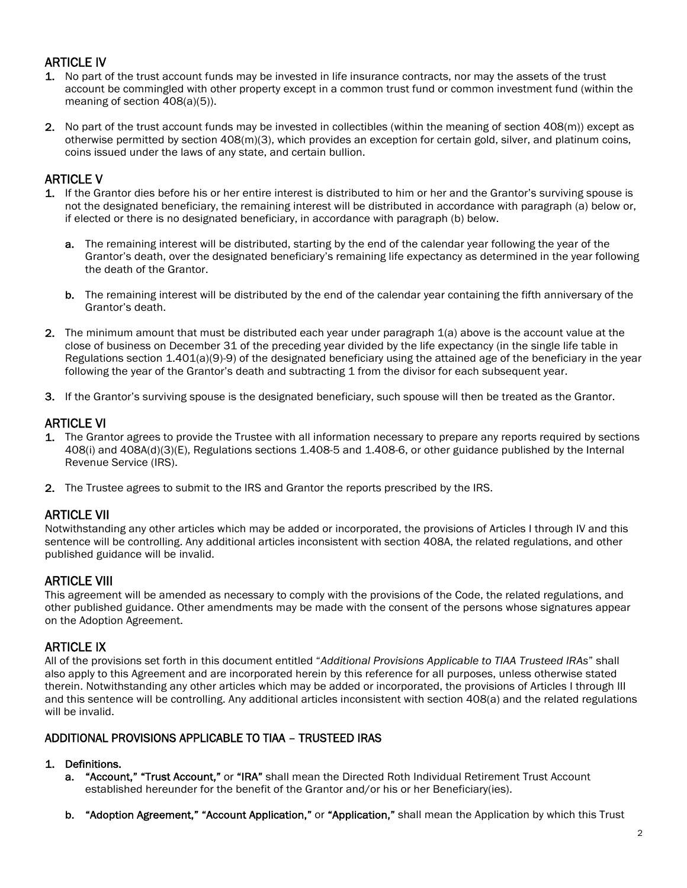## ARTICLE IV

1. No part of the trust account funds may be invested in life insurance contracts, nor may the assets of the trust account be commingled with other property except in a common trust fund or common investment fund (within the meaning of section 408(a)(5)).

2. No part of the trust account funds may be invested in collectibles (within the meaning of section 408(m)) except as otherwise permitted by section 408(m)(3), which provides an exception for certain gold, silver, and platinum coins, coins issued under the laws of any state, and certain bullion.

## ARTICLE V

1. If the Grantor dies before his or her entire interest is distributed to him or her and the Grantor's surviving spouse is not the designated beneficiary, the remaining interest will be distributed in accordance with paragraph (a) below or, if elected or there is no designated beneficiary, in accordance with paragraph (b) below.

   a. The remaining interest will be distributed, starting by the end of the calendar year following the year of the Grantor's death, over the designated beneficiary's remaining life expectancy as determined in the year following the death of the Grantor.

   b. The remaining interest will be distributed by the end of the calendar year containing the fifth anniversary of the Grantor's death.

2. The minimum amount that must be distributed each year under paragraph 1(a) above is the account value at the close of business on December 31 of the preceding year divided by the life expectancy (in the single life table in Regulations section 1.401(a)(9)-9) of the designated beneficiary using the attained age of the beneficiary in the year following the year of the Grantor's death and subtracting 1 from the divisor for each subsequent year.

3. If the Grantor's surviving spouse is the designated beneficiary, such spouse will then be treated as the Grantor.

## ARTICLE VI

1. The Grantor agrees to provide the Trustee with all information necessary to prepare any reports required by sections 408(i) and 408A(d)(3)(E), Regulations sections 1.408-5 and 1.408-6, or other guidance published by the Internal Revenue Service (IRS).

2. The Trustee agrees to submit to the IRS and Grantor the reports prescribed by the IRS.

## ARTICLE VII

Notwithstanding any other articles which may be added or incorporated, the provisions of Articles I through IV and this sentence will be controlling. Any additional articles inconsistent with section 408A, the related regulations, and other published guidance will be invalid.

## ARTICLE VIII

This agreement will be amended as necessary to comply with the provisions of the Code, the related regulations, and other published guidance. Other amendments may be made with the consent of the persons whose signatures appear on the Adoption Agreement.

## ARTICLE IX

All of the provisions set forth in this document entitled "*Additional Provisions Applicable to TIAA Trusteed IRAs*" shall also apply to this Agreement and are incorporated herein by this reference for all purposes, unless otherwise stated therein. Notwithstanding any other articles which may be added or incorporated, the provisions of Articles I through III and this sentence will be controlling. Any additional articles inconsistent with section 408(a) and the related regulations will be invalid.

## ADDITIONAL PROVISIONS APPLICABLE TO TIAA – TRUSTEED IRAS

1. **Definitions.**

   a. **"Account," "Trust Account,"** or **"IRA"** shall mean the Directed Roth Individual Retirement Trust Account established hereunder for the benefit of the Grantor and/or his or her Beneficiary(ies).

   b. **"Adoption Agreement," "Account Application,"** or **"Application,"** shall mean the Application by which this Trust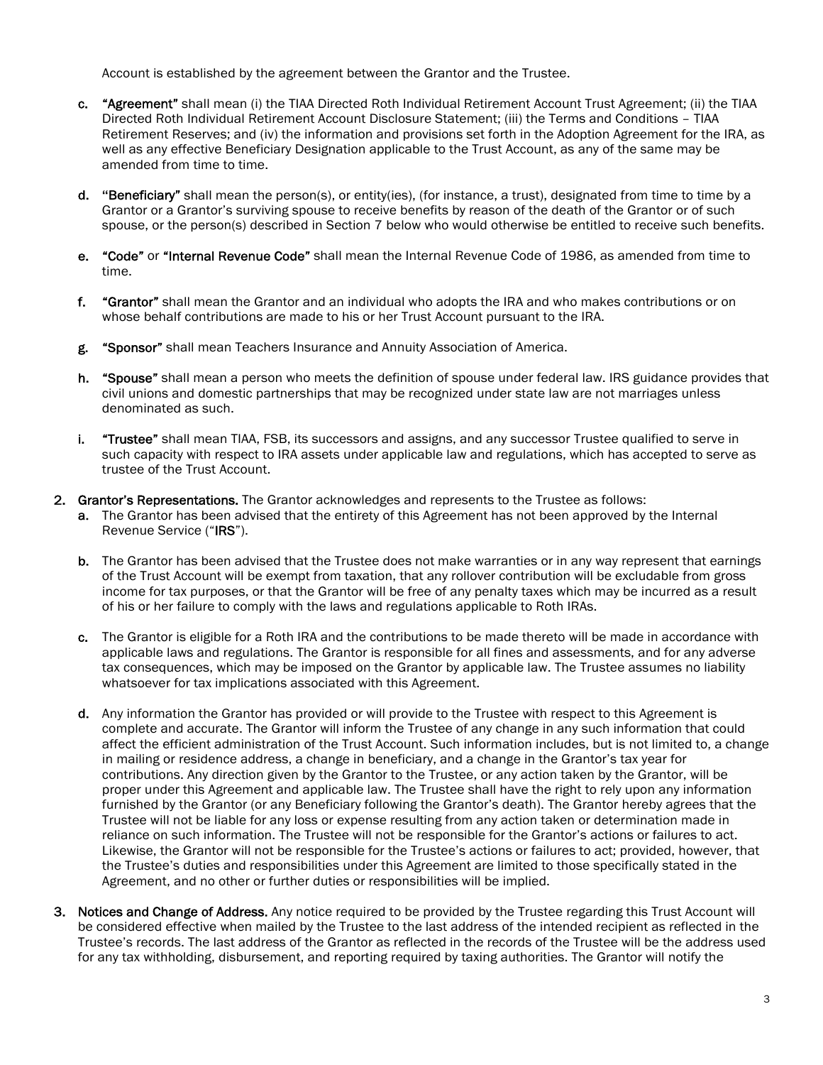Account is established by the agreement between the Grantor and the Trustee.

c. **"Agreement"** shall mean (i) the TIAA Directed Roth Individual Retirement Account Trust Agreement; (ii) the TIAA Directed Roth Individual Retirement Account Disclosure Statement; (iii) the Terms and Conditions – TIAA Retirement Reserves; and (iv) the information and provisions set forth in the Adoption Agreement for the IRA, as well as any effective Beneficiary Designation applicable to the Trust Account, as any of the same may be amended from time to time.

d. **"Beneficiary"** shall mean the person(s), or entity(ies), (for instance, a trust), designated from time to time by a Grantor or a Grantor's surviving spouse to receive benefits by reason of the death of the Grantor or of such spouse, or the person(s) described in Section 7 below who would otherwise be entitled to receive such benefits.

e. **"Code"** or **"Internal Revenue Code"** shall mean the Internal Revenue Code of 1986, as amended from time to time.

f. **"Grantor"** shall mean the Grantor and an individual who adopts the IRA and who makes contributions or on whose behalf contributions are made to his or her Trust Account pursuant to the IRA.

g. **"Sponsor"** shall mean Teachers Insurance and Annuity Association of America.

h. **"Spouse"** shall mean a person who meets the definition of spouse under federal law. IRS guidance provides that civil unions and domestic partnerships that may be recognized under state law are not marriages unless denominated as such.

i. **"Trustee"** shall mean TIAA, FSB, its successors and assigns, and any successor Trustee qualified to serve in such capacity with respect to IRA assets under applicable law and regulations, which has accepted to serve as trustee of the Trust Account.

2. **Grantor's Representations.** The Grantor acknowledges and represents to the Trustee as follows:

a. The Grantor has been advised that the entirety of this Agreement has not been approved by the Internal Revenue Service ("**IRS**").

b. The Grantor has been advised that the Trustee does not make warranties or in any way represent that earnings of the Trust Account will be exempt from taxation, that any rollover contribution will be excludable from gross income for tax purposes, or that the Grantor will be free of any penalty taxes which may be incurred as a result of his or her failure to comply with the laws and regulations applicable to Roth IRAs.

c. The Grantor is eligible for a Roth IRA and the contributions to be made thereto will be made in accordance with applicable laws and regulations. The Grantor is responsible for all fines and assessments, and for any adverse tax consequences, which may be imposed on the Grantor by applicable law. The Trustee assumes no liability whatsoever for tax implications associated with this Agreement.

d. Any information the Grantor has provided or will provide to the Trustee with respect to this Agreement is complete and accurate. The Grantor will inform the Trustee of any change in any such information that could affect the efficient administration of the Trust Account. Such information includes, but is not limited to, a change in mailing or residence address, a change in beneficiary, and a change in the Grantor's tax year for contributions. Any direction given by the Grantor to the Trustee, or any action taken by the Grantor, will be proper under this Agreement and applicable law. The Trustee shall have the right to rely upon any information furnished by the Grantor (or any Beneficiary following the Grantor's death). The Grantor hereby agrees that the Trustee will not be liable for any loss or expense resulting from any action taken or determination made in reliance on such information. The Trustee will not be responsible for the Grantor's actions or failures to act. Likewise, the Grantor will not be responsible for the Trustee's actions or failures to act; provided, however, that the Trustee's duties and responsibilities under this Agreement are limited to those specifically stated in the Agreement, and no other or further duties or responsibilities will be implied.

3. **Notices and Change of Address.** Any notice required to be provided by the Trustee regarding this Trust Account will be considered effective when mailed by the Trustee to the last address of the intended recipient as reflected in the Trustee's records. The last address of the Grantor as reflected in the records of the Trustee will be the address used for any tax withholding, disbursement, and reporting required by taxing authorities. The Grantor will notify the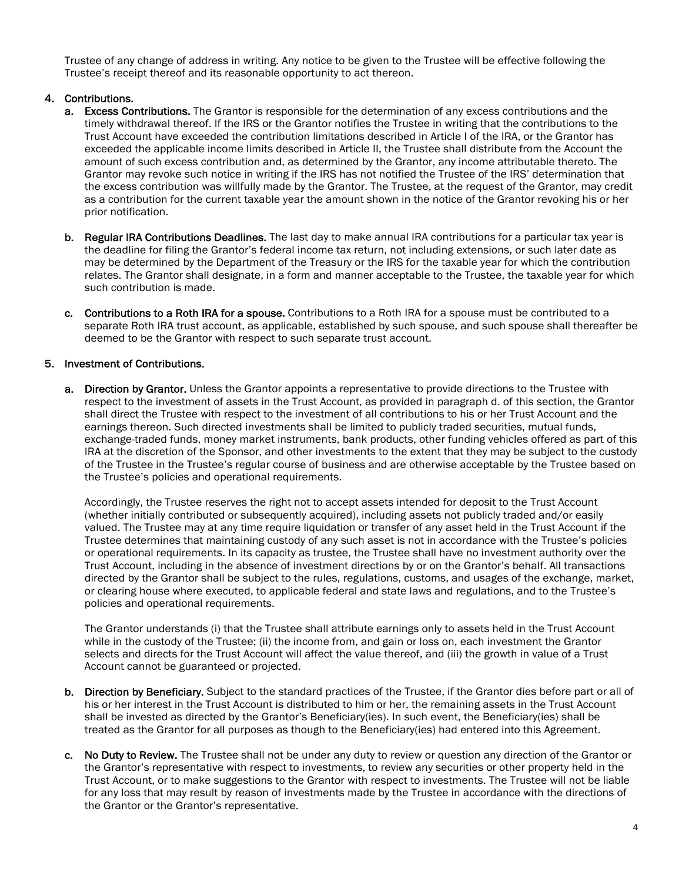Trustee of any change of address in writing. Any notice to be given to the Trustee will be effective following the Trustee's receipt thereof and its reasonable opportunity to act thereon.

4. **Contributions.**
   a. **Excess Contributions.** The Grantor is responsible for the determination of any excess contributions and the timely withdrawal thereof. If the IRS or the Grantor notifies the Trustee in writing that the contributions to the Trust Account have exceeded the contribution limitations described in Article I of the IRA, or the Grantor has exceeded the applicable income limits described in Article II, the Trustee shall distribute from the Account the amount of such excess contribution and, as determined by the Grantor, any income attributable thereto. The Grantor may revoke such notice in writing if the IRS has not notified the Trustee of the IRS' determination that the excess contribution was willfully made by the Grantor. The Trustee, at the request of the Grantor, may credit as a contribution for the current taxable year the amount shown in the notice of the Grantor revoking his or her prior notification.

   b. **Regular IRA Contributions Deadlines.** The last day to make annual IRA contributions for a particular tax year is the deadline for filing the Grantor's federal income tax return, not including extensions, or such later date as may be determined by the Department of the Treasury or the IRS for the taxable year for which the contribution relates. The Grantor shall designate, in a form and manner acceptable to the Trustee, the taxable year for which such contribution is made.

   c. **Contributions to a Roth IRA for a spouse.** Contributions to a Roth IRA for a spouse must be contributed to a separate Roth IRA trust account, as applicable, established by such spouse, and such spouse shall thereafter be deemed to be the Grantor with respect to such separate trust account.

5. **Investment of Contributions.**

   a. **Direction by Grantor.** Unless the Grantor appoints a representative to provide directions to the Trustee with respect to the investment of assets in the Trust Account, as provided in paragraph d. of this section, the Grantor shall direct the Trustee with respect to the investment of all contributions to his or her Trust Account and the earnings thereon. Such directed investments shall be limited to publicly traded securities, mutual funds, exchange-traded funds, money market instruments, bank products, other funding vehicles offered as part of this IRA at the discretion of the Sponsor, and other investments to the extent that they may be subject to the custody of the Trustee in the Trustee's regular course of business and are otherwise acceptable by the Trustee based on the Trustee's policies and operational requirements.

   Accordingly, the Trustee reserves the right not to accept assets intended for deposit to the Trust Account (whether initially contributed or subsequently acquired), including assets not publicly traded and/or easily valued. The Trustee may at any time require liquidation or transfer of any asset held in the Trust Account if the Trustee determines that maintaining custody of any such asset is not in accordance with the Trustee's policies or operational requirements. In its capacity as trustee, the Trustee shall have no investment authority over the Trust Account, including in the absence of investment directions by or on the Grantor's behalf. All transactions directed by the Grantor shall be subject to the rules, regulations, customs, and usages of the exchange, market, or clearing house where executed, to applicable federal and state laws and regulations, and to the Trustee's policies and operational requirements.

   The Grantor understands (i) that the Trustee shall attribute earnings only to assets held in the Trust Account while in the custody of the Trustee; (ii) the income from, and gain or loss on, each investment the Grantor selects and directs for the Trust Account will affect the value thereof, and (iii) the growth in value of a Trust Account cannot be guaranteed or projected.

   b. **Direction by Beneficiary.** Subject to the standard practices of the Trustee, if the Grantor dies before part or all of his or her interest in the Trust Account is distributed to him or her, the remaining assets in the Trust Account shall be invested as directed by the Grantor's Beneficiary(ies). In such event, the Beneficiary(ies) shall be treated as the Grantor for all purposes as though to the Beneficiary(ies) had entered into this Agreement.

   c. **No Duty to Review.** The Trustee shall not be under any duty to review or question any direction of the Grantor or the Grantor's representative with respect to investments, to review any securities or other property held in the Trust Account, or to make suggestions to the Grantor with respect to investments. The Trustee will not be liable for any loss that may result by reason of investments made by the Trustee in accordance with the directions of the Grantor or the Grantor's representative.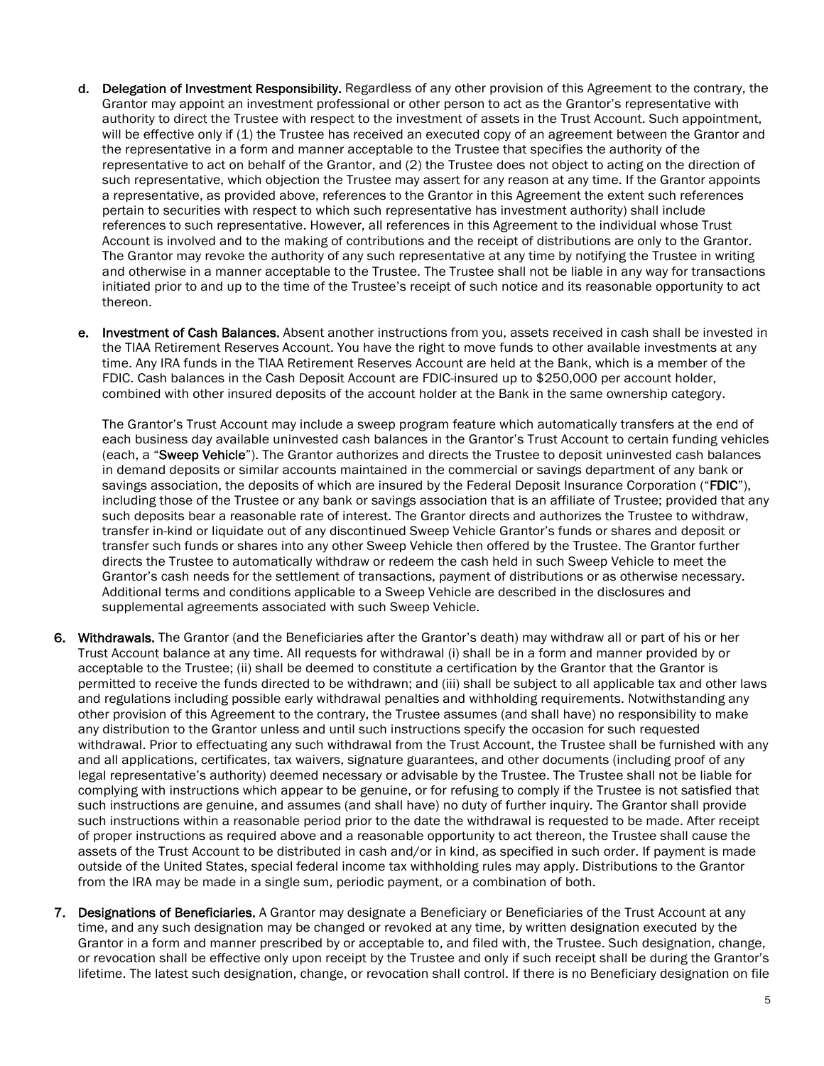d. **Delegation of Investment Responsibility.** Regardless of any other provision of this Agreement to the contrary, the Grantor may appoint an investment professional or other person to act as the Grantor's representative with authority to direct the Trustee with respect to the investment of assets in the Trust Account. Such appointment, will be effective only if (1) the Trustee has received an executed copy of an agreement between the Grantor and the representative in a form and manner acceptable to the Trustee that specifies the authority of the representative to act on behalf of the Grantor, and (2) the Trustee does not object to acting on the direction of such representative, which objection the Trustee may assert for any reason at any time. If the Grantor appoints a representative, as provided above, references to the Grantor in this Agreement the extent such references pertain to securities with respect to which such representative has investment authority) shall include references to such representative. However, all references in this Agreement to the individual whose Trust Account is involved and to the making of contributions and the receipt of distributions are only to the Grantor. The Grantor may revoke the authority of any such representative at any time by notifying the Trustee in writing and otherwise in a manner acceptable to the Trustee. The Trustee shall not be liable in any way for transactions initiated prior to and up to the time of the Trustee's receipt of such notice and its reasonable opportunity to act thereon.

e. **Investment of Cash Balances.** Absent another instructions from you, assets received in cash shall be invested in the TIAA Retirement Reserves Account. You have the right to move funds to other available investments at any time. Any IRA funds in the TIAA Retirement Reserves Account are held at the Bank, which is a member of the FDIC. Cash balances in the Cash Deposit Account are FDIC-insured up to $250,000 per account holder, combined with other insured deposits of the account holder at the Bank in the same ownership category.

   The Grantor's Trust Account may include a sweep program feature which automatically transfers at the end of each business day available uninvested cash balances in the Grantor's Trust Account to certain funding vehicles (each, a "**Sweep Vehicle**"). The Grantor authorizes and directs the Trustee to deposit uninvested cash balances in demand deposits or similar accounts maintained in the commercial or savings department of any bank or savings association, the deposits of which are insured by the Federal Deposit Insurance Corporation ("**FDIC**"), including those of the Trustee or any bank or savings association that is an affiliate of Trustee; provided that any such deposits bear a reasonable rate of interest. The Grantor directs and authorizes the Trustee to withdraw, transfer in-kind or liquidate out of any discontinued Sweep Vehicle Grantor's funds or shares and deposit or transfer such funds or shares into any other Sweep Vehicle then offered by the Trustee. The Grantor further directs the Trustee to automatically withdraw or redeem the cash held in such Sweep Vehicle to meet the Grantor's cash needs for the settlement of transactions, payment of distributions or as otherwise necessary. Additional terms and conditions applicable to a Sweep Vehicle are described in the disclosures and supplemental agreements associated with such Sweep Vehicle.

6. **Withdrawals.** The Grantor (and the Beneficiaries after the Grantor's death) may withdraw all or part of his or her Trust Account balance at any time. All requests for withdrawal (i) shall be in a form and manner provided by or acceptable to the Trustee; (ii) shall be deemed to constitute a certification by the Grantor that the Grantor is permitted to receive the funds directed to be withdrawn; and (iii) shall be subject to all applicable tax and other laws and regulations including possible early withdrawal penalties and withholding requirements. Notwithstanding any other provision of this Agreement to the contrary, the Trustee assumes (and shall have) no responsibility to make any distribution to the Grantor unless and until such instructions specify the occasion for such requested withdrawal. Prior to effectuating any such withdrawal from the Trust Account, the Trustee shall be furnished with any and all applications, certificates, tax waivers, signature guarantees, and other documents (including proof of any legal representative's authority) deemed necessary or advisable by the Trustee. The Trustee shall not be liable for complying with instructions which appear to be genuine, or for refusing to comply if the Trustee is not satisfied that such instructions are genuine, and assumes (and shall have) no duty of further inquiry. The Grantor shall provide such instructions within a reasonable period prior to the date the withdrawal is requested to be made. After receipt of proper instructions as required above and a reasonable opportunity to act thereon, the Trustee shall cause the assets of the Trust Account to be distributed in cash and/or in kind, as specified in such order. If payment is made outside of the United States, special federal income tax withholding rules may apply. Distributions to the Grantor from the IRA may be made in a single sum, periodic payment, or a combination of both.

7. **Designations of Beneficiaries.** A Grantor may designate a Beneficiary or Beneficiaries of the Trust Account at any time, and any such designation may be changed or revoked at any time, by written designation executed by the Grantor in a form and manner prescribed by or acceptable to, and filed with, the Trustee. Such designation, change, or revocation shall be effective only upon receipt by the Trustee and only if such receipt shall be during the Grantor's lifetime. The latest such designation, change, or revocation shall control. If there is no Beneficiary designation on file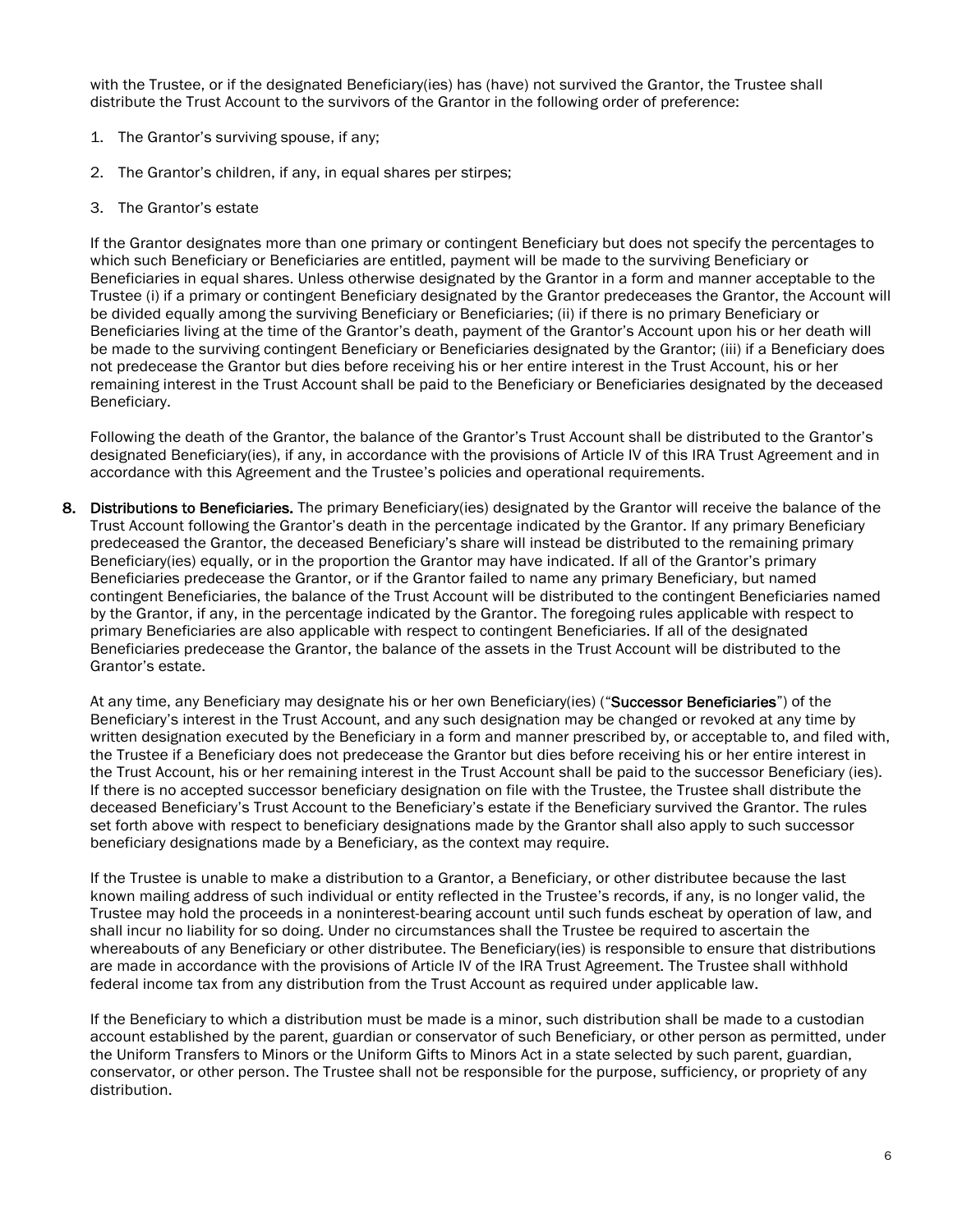with the Trustee, or if the designated Beneficiary(ies) has (have) not survived the Grantor, the Trustee shall distribute the Trust Account to the survivors of the Grantor in the following order of preference:

1. The Grantor's surviving spouse, if any;
2. The Grantor's children, if any, in equal shares per stirpes;
3. The Grantor's estate

If the Grantor designates more than one primary or contingent Beneficiary but does not specify the percentages to which such Beneficiary or Beneficiaries are entitled, payment will be made to the surviving Beneficiary or Beneficiaries in equal shares. Unless otherwise designated by the Grantor in a form and manner acceptable to the Trustee (i) if a primary or contingent Beneficiary designated by the Grantor predeceases the Grantor, the Account will be divided equally among the surviving Beneficiary or Beneficiaries; (ii) if there is no primary Beneficiary or Beneficiaries living at the time of the Grantor's death, payment of the Grantor's Account upon his or her death will be made to the surviving contingent Beneficiary or Beneficiaries designated by the Grantor; (iii) if a Beneficiary does not predecease the Grantor but dies before receiving his or her entire interest in the Trust Account, his or her remaining interest in the Trust Account shall be paid to the Beneficiary or Beneficiaries designated by the deceased Beneficiary.

Following the death of the Grantor, the balance of the Grantor's Trust Account shall be distributed to the Grantor's designated Beneficiary(ies), if any, in accordance with the provisions of Article IV of this IRA Trust Agreement and in accordance with this Agreement and the Trustee's policies and operational requirements.

**8. Distributions to Beneficiaries.** The primary Beneficiary(ies) designated by the Grantor will receive the balance of the Trust Account following the Grantor's death in the percentage indicated by the Grantor. If any primary Beneficiary predeceased the Grantor, the deceased Beneficiary's share will instead be distributed to the remaining primary Beneficiary(ies) equally, or in the proportion the Grantor may have indicated. If all of the Grantor's primary Beneficiaries predecease the Grantor, or if the Grantor failed to name any primary Beneficiary, but named contingent Beneficiaries, the balance of the Trust Account will be distributed to the contingent Beneficiaries named by the Grantor, if any, in the percentage indicated by the Grantor. The foregoing rules applicable with respect to primary Beneficiaries are also applicable with respect to contingent Beneficiaries. If all of the designated Beneficiaries predecease the Grantor, the balance of the assets in the Trust Account will be distributed to the Grantor's estate.

At any time, any Beneficiary may designate his or her own Beneficiary(ies) ("**Successor Beneficiaries**") of the Beneficiary's interest in the Trust Account, and any such designation may be changed or revoked at any time by written designation executed by the Beneficiary in a form and manner prescribed by, or acceptable to, and filed with, the Trustee if a Beneficiary does not predecease the Grantor but dies before receiving his or her entire interest in the Trust Account, his or her remaining interest in the Trust Account shall be paid to the successor Beneficiary (ies). If there is no accepted successor beneficiary designation on file with the Trustee, the Trustee shall distribute the deceased Beneficiary's Trust Account to the Beneficiary's estate if the Beneficiary survived the Grantor. The rules set forth above with respect to beneficiary designations made by the Grantor shall also apply to such successor beneficiary designations made by a Beneficiary, as the context may require.

If the Trustee is unable to make a distribution to a Grantor, a Beneficiary, or other distributee because the last known mailing address of such individual or entity reflected in the Trustee's records, if any, is no longer valid, the Trustee may hold the proceeds in a noninterest-bearing account until such funds escheat by operation of law, and shall incur no liability for so doing. Under no circumstances shall the Trustee be required to ascertain the whereabouts of any Beneficiary or other distributee. The Beneficiary(ies) is responsible to ensure that distributions are made in accordance with the provisions of Article IV of the IRA Trust Agreement. The Trustee shall withhold federal income tax from any distribution from the Trust Account as required under applicable law.

If the Beneficiary to which a distribution must be made is a minor, such distribution shall be made to a custodian account established by the parent, guardian or conservator of such Beneficiary, or other person as permitted, under the Uniform Transfers to Minors or the Uniform Gifts to Minors Act in a state selected by such parent, guardian, conservator, or other person. The Trustee shall not be responsible for the purpose, sufficiency, or propriety of any distribution.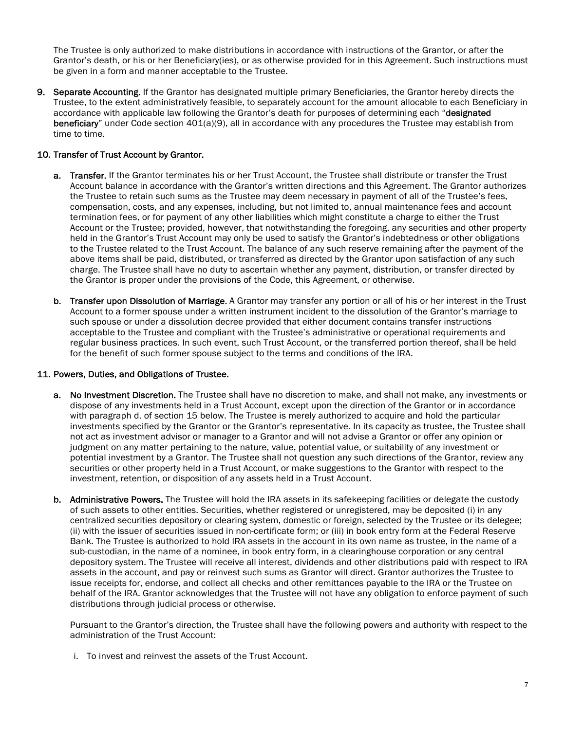The Trustee is only authorized to make distributions in accordance with instructions of the Grantor, or after the Grantor's death, or his or her Beneficiary(ies), or as otherwise provided for in this Agreement. Such instructions must be given in a form and manner acceptable to the Trustee.

9. **Separate Accounting.** If the Grantor has designated multiple primary Beneficiaries, the Grantor hereby directs the Trustee, to the extent administratively feasible, to separately account for the amount allocable to each Beneficiary in accordance with applicable law following the Grantor's death for purposes of determining each "**designated beneficiary**" under Code section 401(a)(9), all in accordance with any procedures the Trustee may establish from time to time.

**10. Transfer of Trust Account by Grantor.**

a. **Transfer.** If the Grantor terminates his or her Trust Account, the Trustee shall distribute or transfer the Trust Account balance in accordance with the Grantor's written directions and this Agreement. The Grantor authorizes the Trustee to retain such sums as the Trustee may deem necessary in payment of all of the Trustee's fees, compensation, costs, and any expenses, including, but not limited to, annual maintenance fees and account termination fees, or for payment of any other liabilities which might constitute a charge to either the Trust Account or the Trustee; provided, however, that notwithstanding the foregoing, any securities and other property held in the Grantor's Trust Account may only be used to satisfy the Grantor's indebtedness or other obligations to the Trustee related to the Trust Account. The balance of any such reserve remaining after the payment of the above items shall be paid, distributed, or transferred as directed by the Grantor upon satisfaction of any such charge. The Trustee shall have no duty to ascertain whether any payment, distribution, or transfer directed by the Grantor is proper under the provisions of the Code, this Agreement, or otherwise.

b. **Transfer upon Dissolution of Marriage.** A Grantor may transfer any portion or all of his or her interest in the Trust Account to a former spouse under a written instrument incident to the dissolution of the Grantor's marriage to such spouse or under a dissolution decree provided that either document contains transfer instructions acceptable to the Trustee and compliant with the Trustee's administrative or operational requirements and regular business practices. In such event, such Trust Account, or the transferred portion thereof, shall be held for the benefit of such former spouse subject to the terms and conditions of the IRA.

**11. Powers, Duties, and Obligations of Trustee.**

a. **No Investment Discretion.** The Trustee shall have no discretion to make, and shall not make, any investments or dispose of any investments held in a Trust Account, except upon the direction of the Grantor or in accordance with paragraph d. of section 15 below. The Trustee is merely authorized to acquire and hold the particular investments specified by the Grantor or the Grantor's representative. In its capacity as trustee, the Trustee shall not act as investment advisor or manager to a Grantor and will not advise a Grantor or offer any opinion or judgment on any matter pertaining to the nature, value, potential value, or suitability of any investment or potential investment by a Grantor. The Trustee shall not question any such directions of the Grantor, review any securities or other property held in a Trust Account, or make suggestions to the Grantor with respect to the investment, retention, or disposition of any assets held in a Trust Account.

b. **Administrative Powers.** The Trustee will hold the IRA assets in its safekeeping facilities or delegate the custody of such assets to other entities. Securities, whether registered or unregistered, may be deposited (i) in any centralized securities depository or clearing system, domestic or foreign, selected by the Trustee or its delegee; (ii) with the issuer of securities issued in non-certificate form; or (iii) in book entry form at the Federal Reserve Bank. The Trustee is authorized to hold IRA assets in the account in its own name as trustee, in the name of a sub-custodian, in the name of a nominee, in book entry form, in a clearinghouse corporation or any central depository system. The Trustee will receive all interest, dividends and other distributions paid with respect to IRA assets in the account, and pay or reinvest such sums as Grantor will direct. Grantor authorizes the Trustee to issue receipts for, endorse, and collect all checks and other remittances payable to the IRA or the Trustee on behalf of the IRA. Grantor acknowledges that the Trustee will not have any obligation to enforce payment of such distributions through judicial process or otherwise.

Pursuant to the Grantor's direction, the Trustee shall have the following powers and authority with respect to the administration of the Trust Account:

i. To invest and reinvest the assets of the Trust Account.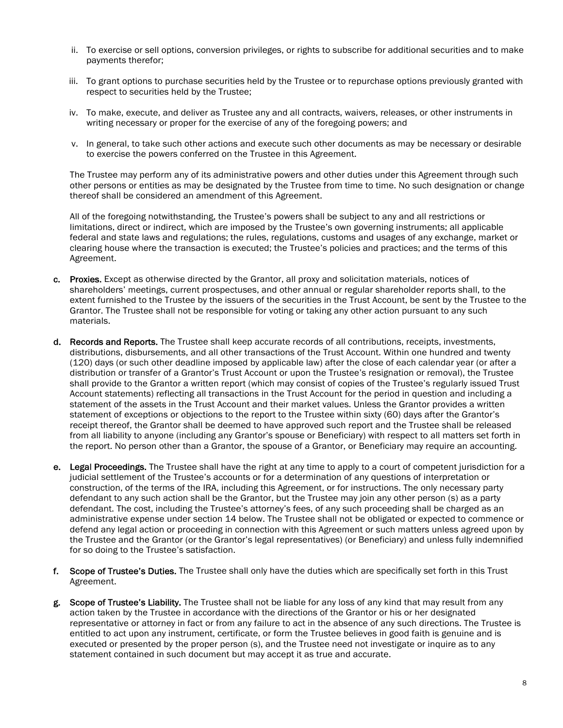ii. To exercise or sell options, conversion privileges, or rights to subscribe for additional securities and to make payments therefor;

iii. To grant options to purchase securities held by the Trustee or to repurchase options previously granted with respect to securities held by the Trustee;

iv. To make, execute, and deliver as Trustee any and all contracts, waivers, releases, or other instruments in writing necessary or proper for the exercise of any of the foregoing powers; and

v. In general, to take such other actions and execute such other documents as may be necessary or desirable to exercise the powers conferred on the Trustee in this Agreement.

The Trustee may perform any of its administrative powers and other duties under this Agreement through such other persons or entities as may be designated by the Trustee from time to time. No such designation or change thereof shall be considered an amendment of this Agreement.

All of the foregoing notwithstanding, the Trustee's powers shall be subject to any and all restrictions or limitations, direct or indirect, which are imposed by the Trustee's own governing instruments; all applicable federal and state laws and regulations; the rules, regulations, customs and usages of any exchange, market or clearing house where the transaction is executed; the Trustee's policies and practices; and the terms of this Agreement.

c. **Proxies.** Except as otherwise directed by the Grantor, all proxy and solicitation materials, notices of shareholders' meetings, current prospectuses, and other annual or regular shareholder reports shall, to the extent furnished to the Trustee by the issuers of the securities in the Trust Account, be sent by the Trustee to the Grantor. The Trustee shall not be responsible for voting or taking any other action pursuant to any such materials.

d. **Records and Reports.** The Trustee shall keep accurate records of all contributions, receipts, investments, distributions, disbursements, and all other transactions of the Trust Account. Within one hundred and twenty (120) days (or such other deadline imposed by applicable law) after the close of each calendar year (or after a distribution or transfer of a Grantor's Trust Account or upon the Trustee's resignation or removal), the Trustee shall provide to the Grantor a written report (which may consist of copies of the Trustee's regularly issued Trust Account statements) reflecting all transactions in the Trust Account for the period in question and including a statement of the assets in the Trust Account and their market values. Unless the Grantor provides a written statement of exceptions or objections to the report to the Trustee within sixty (60) days after the Grantor's receipt thereof, the Grantor shall be deemed to have approved such report and the Trustee shall be released from all liability to anyone (including any Grantor's spouse or Beneficiary) with respect to all matters set forth in the report. No person other than a Grantor, the spouse of a Grantor, or Beneficiary may require an accounting.

e. **Legal Proceedings.** The Trustee shall have the right at any time to apply to a court of competent jurisdiction for a judicial settlement of the Trustee's accounts or for a determination of any questions of interpretation or construction, of the terms of the IRA, including this Agreement, or for instructions. The only necessary party defendant to any such action shall be the Grantor, but the Trustee may join any other person (s) as a party defendant. The cost, including the Trustee's attorney's fees, of any such proceeding shall be charged as an administrative expense under section 14 below. The Trustee shall not be obligated or expected to commence or defend any legal action or proceeding in connection with this Agreement or such matters unless agreed upon by the Trustee and the Grantor (or the Grantor's legal representatives) (or Beneficiary) and unless fully indemnified for so doing to the Trustee's satisfaction.

f. **Scope of Trustee's Duties.** The Trustee shall only have the duties which are specifically set forth in this Trust Agreement.

g. **Scope of Trustee's Liability.** The Trustee shall not be liable for any loss of any kind that may result from any action taken by the Trustee in accordance with the directions of the Grantor or his or her designated representative or attorney in fact or from any failure to act in the absence of any such directions. The Trustee is entitled to act upon any instrument, certificate, or form the Trustee believes in good faith is genuine and is executed or presented by the proper person (s), and the Trustee need not investigate or inquire as to any statement contained in such document but may accept it as true and accurate.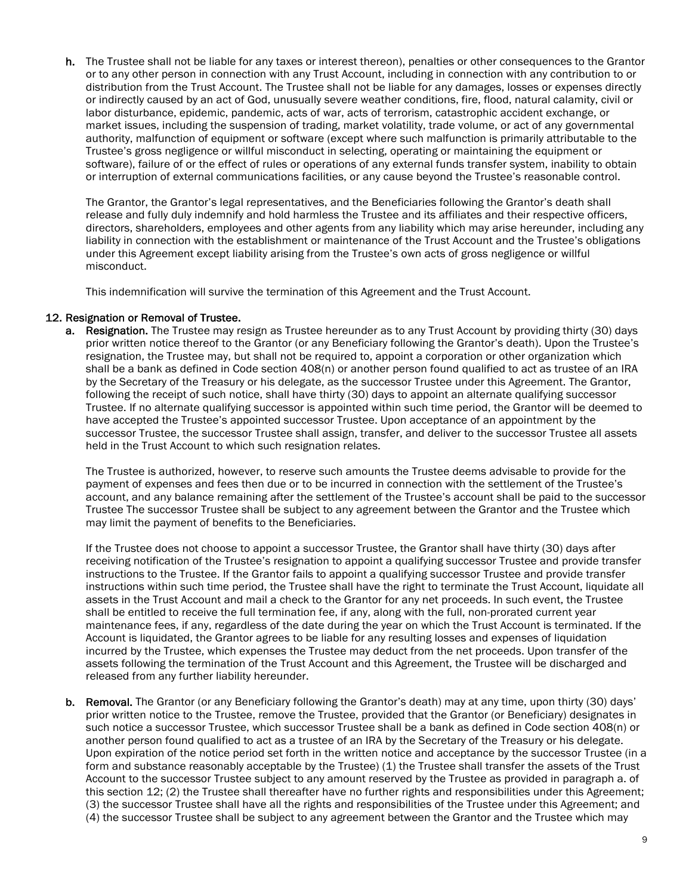**h.** The Trustee shall not be liable for any taxes or interest thereon), penalties or other consequences to the Grantor or to any other person in connection with any Trust Account, including in connection with any contribution to or distribution from the Trust Account. The Trustee shall not be liable for any damages, losses or expenses directly or indirectly caused by an act of God, unusually severe weather conditions, fire, flood, natural calamity, civil or labor disturbance, epidemic, pandemic, acts of war, acts of terrorism, catastrophic accident exchange, or market issues, including the suspension of trading, market volatility, trade volume, or act of any governmental authority, malfunction of equipment or software (except where such malfunction is primarily attributable to the Trustee's gross negligence or willful misconduct in selecting, operating or maintaining the equipment or software), failure of or the effect of rules or operations of any external funds transfer system, inability to obtain or interruption of external communications facilities, or any cause beyond the Trustee's reasonable control.

The Grantor, the Grantor's legal representatives, and the Beneficiaries following the Grantor's death shall release and fully duly indemnify and hold harmless the Trustee and its affiliates and their respective officers, directors, shareholders, employees and other agents from any liability which may arise hereunder, including any liability in connection with the establishment or maintenance of the Trust Account and the Trustee's obligations under this Agreement except liability arising from the Trustee's own acts of gross negligence or willful misconduct.

This indemnification will survive the termination of this Agreement and the Trust Account.

**12. Resignation or Removal of Trustee.**

**a. Resignation.** The Trustee may resign as Trustee hereunder as to any Trust Account by providing thirty (30) days prior written notice thereof to the Grantor (or any Beneficiary following the Grantor's death). Upon the Trustee's resignation, the Trustee may, but shall not be required to, appoint a corporation or other organization which shall be a bank as defined in Code section 408(n) or another person found qualified to act as trustee of an IRA by the Secretary of the Treasury or his delegate, as the successor Trustee under this Agreement. The Grantor, following the receipt of such notice, shall have thirty (30) days to appoint an alternate qualifying successor Trustee. If no alternate qualifying successor is appointed within such time period, the Grantor will be deemed to have accepted the Trustee's appointed successor Trustee. Upon acceptance of an appointment by the successor Trustee, the successor Trustee shall assign, transfer, and deliver to the successor Trustee all assets held in the Trust Account to which such resignation relates.

The Trustee is authorized, however, to reserve such amounts the Trustee deems advisable to provide for the payment of expenses and fees then due or to be incurred in connection with the settlement of the Trustee's account, and any balance remaining after the settlement of the Trustee's account shall be paid to the successor Trustee The successor Trustee shall be subject to any agreement between the Grantor and the Trustee which may limit the payment of benefits to the Beneficiaries.

If the Trustee does not choose to appoint a successor Trustee, the Grantor shall have thirty (30) days after receiving notification of the Trustee's resignation to appoint a qualifying successor Trustee and provide transfer instructions to the Trustee. If the Grantor fails to appoint a qualifying successor Trustee and provide transfer instructions within such time period, the Trustee shall have the right to terminate the Trust Account, liquidate all assets in the Trust Account and mail a check to the Grantor for any net proceeds. In such event, the Trustee shall be entitled to receive the full termination fee, if any, along with the full, non-prorated current year maintenance fees, if any, regardless of the date during the year on which the Trust Account is terminated. If the Account is liquidated, the Grantor agrees to be liable for any resulting losses and expenses of liquidation incurred by the Trustee, which expenses the Trustee may deduct from the net proceeds. Upon transfer of the assets following the termination of the Trust Account and this Agreement, the Trustee will be discharged and released from any further liability hereunder.

**b. Removal.** The Grantor (or any Beneficiary following the Grantor's death) may at any time, upon thirty (30) days' prior written notice to the Trustee, remove the Trustee, provided that the Grantor (or Beneficiary) designates in such notice a successor Trustee, which successor Trustee shall be a bank as defined in Code section 408(n) or another person found qualified to act as a trustee of an IRA by the Secretary of the Treasury or his delegate. Upon expiration of the notice period set forth in the written notice and acceptance by the successor Trustee (in a form and substance reasonably acceptable by the Trustee) (1) the Trustee shall transfer the assets of the Trust Account to the successor Trustee subject to any amount reserved by the Trustee as provided in paragraph a. of this section 12; (2) the Trustee shall thereafter have no further rights and responsibilities under this Agreement; (3) the successor Trustee shall have all the rights and responsibilities of the Trustee under this Agreement; and (4) the successor Trustee shall be subject to any agreement between the Grantor and the Trustee which may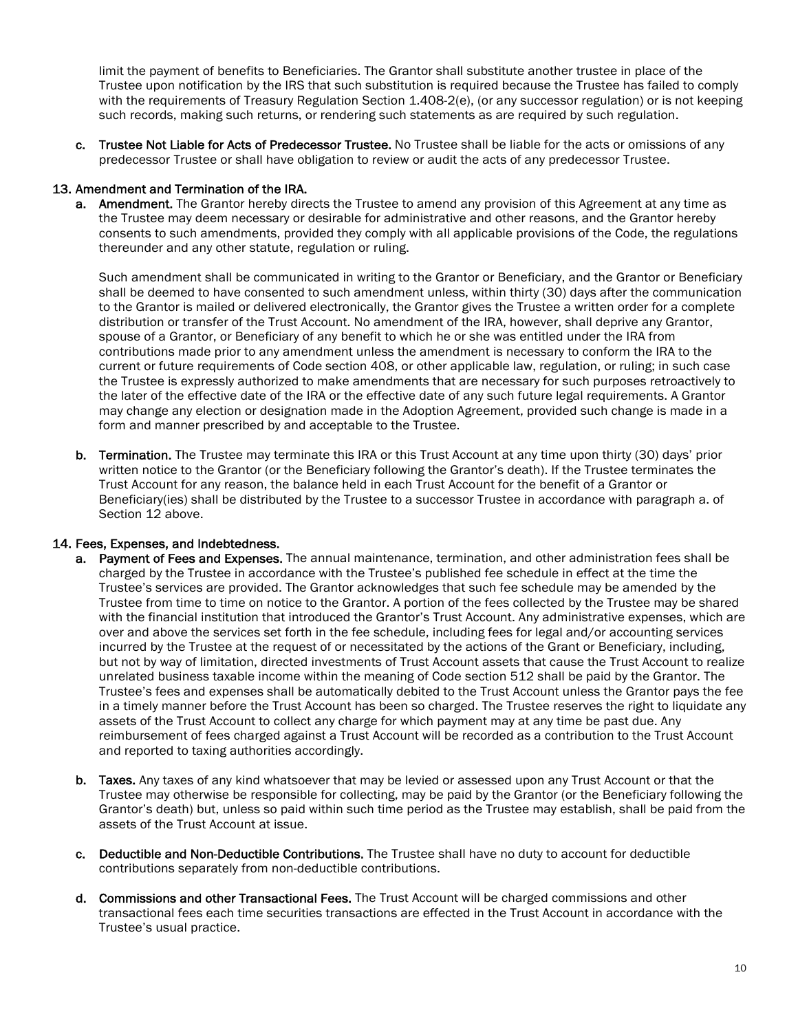limit the payment of benefits to Beneficiaries. The Grantor shall substitute another trustee in place of the Trustee upon notification by the IRS that such substitution is required because the Trustee has failed to comply with the requirements of Treasury Regulation Section 1.408-2(e), (or any successor regulation) or is not keeping such records, making such returns, or rendering such statements as are required by such regulation.

c. **Trustee Not Liable for Acts of Predecessor Trustee.** No Trustee shall be liable for the acts or omissions of any predecessor Trustee or shall have obligation to review or audit the acts of any predecessor Trustee.

**13. Amendment and Termination of the IRA.**

a. **Amendment.** The Grantor hereby directs the Trustee to amend any provision of this Agreement at any time as the Trustee may deem necessary or desirable for administrative and other reasons, and the Grantor hereby consents to such amendments, provided they comply with all applicable provisions of the Code, the regulations thereunder and any other statute, regulation or ruling.

   Such amendment shall be communicated in writing to the Grantor or Beneficiary, and the Grantor or Beneficiary shall be deemed to have consented to such amendment unless, within thirty (30) days after the communication to the Grantor is mailed or delivered electronically, the Grantor gives the Trustee a written order for a complete distribution or transfer of the Trust Account. No amendment of the IRA, however, shall deprive any Grantor, spouse of a Grantor, or Beneficiary of any benefit to which he or she was entitled under the IRA from contributions made prior to any amendment unless the amendment is necessary to conform the IRA to the current or future requirements of Code section 408, or other applicable law, regulation, or ruling; in such case the Trustee is expressly authorized to make amendments that are necessary for such purposes retroactively to the later of the effective date of the IRA or the effective date of any such future legal requirements. A Grantor may change any election or designation made in the Adoption Agreement, provided such change is made in a form and manner prescribed by and acceptable to the Trustee.

b. **Termination.** The Trustee may terminate this IRA or this Trust Account at any time upon thirty (30) days' prior written notice to the Grantor (or the Beneficiary following the Grantor's death). If the Trustee terminates the Trust Account for any reason, the balance held in each Trust Account for the benefit of a Grantor or Beneficiary(ies) shall be distributed by the Trustee to a successor Trustee in accordance with paragraph a. of Section 12 above.

**14. Fees, Expenses, and Indebtedness.**

a. **Payment of Fees and Expenses.** The annual maintenance, termination, and other administration fees shall be charged by the Trustee in accordance with the Trustee's published fee schedule in effect at the time the Trustee's services are provided. The Grantor acknowledges that such fee schedule may be amended by the Trustee from time to time on notice to the Grantor. A portion of the fees collected by the Trustee may be shared with the financial institution that introduced the Grantor's Trust Account. Any administrative expenses, which are over and above the services set forth in the fee schedule, including fees for legal and/or accounting services incurred by the Trustee at the request of or necessitated by the actions of the Grant or Beneficiary, including, but not by way of limitation, directed investments of Trust Account assets that cause the Trust Account to realize unrelated business taxable income within the meaning of Code section 512 shall be paid by the Grantor. The Trustee's fees and expenses shall be automatically debited to the Trust Account unless the Grantor pays the fee in a timely manner before the Trust Account has been so charged. The Trustee reserves the right to liquidate any assets of the Trust Account to collect any charge for which payment may at any time be past due. Any reimbursement of fees charged against a Trust Account will be recorded as a contribution to the Trust Account and reported to taxing authorities accordingly.

b. **Taxes.** Any taxes of any kind whatsoever that may be levied or assessed upon any Trust Account or that the Trustee may otherwise be responsible for collecting, may be paid by the Grantor (or the Beneficiary following the Grantor's death) but, unless so paid within such time period as the Trustee may establish, shall be paid from the assets of the Trust Account at issue.

c. **Deductible and Non-Deductible Contributions.** The Trustee shall have no duty to account for deductible contributions separately from non-deductible contributions.

d. **Commissions and other Transactional Fees.** The Trust Account will be charged commissions and other transactional fees each time securities transactions are effected in the Trust Account in accordance with the Trustee's usual practice.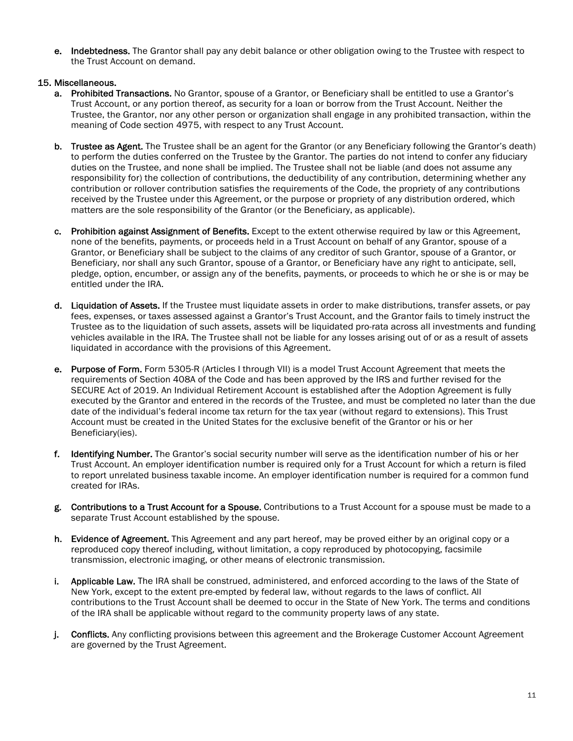e. **Indebtedness.** The Grantor shall pay any debit balance or other obligation owing to the Trustee with respect to the Trust Account on demand.

## 15. Miscellaneous.

a. **Prohibited Transactions.** No Grantor, spouse of a Grantor, or Beneficiary shall be entitled to use a Grantor's Trust Account, or any portion thereof, as security for a loan or borrow from the Trust Account. Neither the Trustee, the Grantor, nor any other person or organization shall engage in any prohibited transaction, within the meaning of Code section 4975, with respect to any Trust Account.

b. **Trustee as Agent.** The Trustee shall be an agent for the Grantor (or any Beneficiary following the Grantor's death) to perform the duties conferred on the Trustee by the Grantor. The parties do not intend to confer any fiduciary duties on the Trustee, and none shall be implied. The Trustee shall not be liable (and does not assume any responsibility for) the collection of contributions, the deductibility of any contribution, determining whether any contribution or rollover contribution satisfies the requirements of the Code, the propriety of any contributions received by the Trustee under this Agreement, or the purpose or propriety of any distribution ordered, which matters are the sole responsibility of the Grantor (or the Beneficiary, as applicable).

c. **Prohibition against Assignment of Benefits.** Except to the extent otherwise required by law or this Agreement, none of the benefits, payments, or proceeds held in a Trust Account on behalf of any Grantor, spouse of a Grantor, or Beneficiary shall be subject to the claims of any creditor of such Grantor, spouse of a Grantor, or Beneficiary, nor shall any such Grantor, spouse of a Grantor, or Beneficiary have any right to anticipate, sell, pledge, option, encumber, or assign any of the benefits, payments, or proceeds to which he or she is or may be entitled under the IRA.

d. **Liquidation of Assets.** If the Trustee must liquidate assets in order to make distributions, transfer assets, or pay fees, expenses, or taxes assessed against a Grantor's Trust Account, and the Grantor fails to timely instruct the Trustee as to the liquidation of such assets, assets will be liquidated pro-rata across all investments and funding vehicles available in the IRA. The Trustee shall not be liable for any losses arising out of or as a result of assets liquidated in accordance with the provisions of this Agreement.

e. **Purpose of Form.** Form 5305-R (Articles I through VII) is a model Trust Account Agreement that meets the requirements of Section 408A of the Code and has been approved by the IRS and further revised for the SECURE Act of 2019. An Individual Retirement Account is established after the Adoption Agreement is fully executed by the Grantor and entered in the records of the Trustee, and must be completed no later than the due date of the individual's federal income tax return for the tax year (without regard to extensions). This Trust Account must be created in the United States for the exclusive benefit of the Grantor or his or her Beneficiary(ies).

f. **Identifying Number.** The Grantor's social security number will serve as the identification number of his or her Trust Account. An employer identification number is required only for a Trust Account for which a return is filed to report unrelated business taxable income. An employer identification number is required for a common fund created for IRAs.

g. **Contributions to a Trust Account for a Spouse.** Contributions to a Trust Account for a spouse must be made to a separate Trust Account established by the spouse.

h. **Evidence of Agreement.** This Agreement and any part hereof, may be proved either by an original copy or a reproduced copy thereof including, without limitation, a copy reproduced by photocopying, facsimile transmission, electronic imaging, or other means of electronic transmission.

i. **Applicable Law.** The IRA shall be construed, administered, and enforced according to the laws of the State of New York, except to the extent pre-empted by federal law, without regards to the laws of conflict. All contributions to the Trust Account shall be deemed to occur in the State of New York. The terms and conditions of the IRA shall be applicable without regard to the community property laws of any state.

j. **Conflicts.** Any conflicting provisions between this agreement and the Brokerage Customer Account Agreement are governed by the Trust Agreement.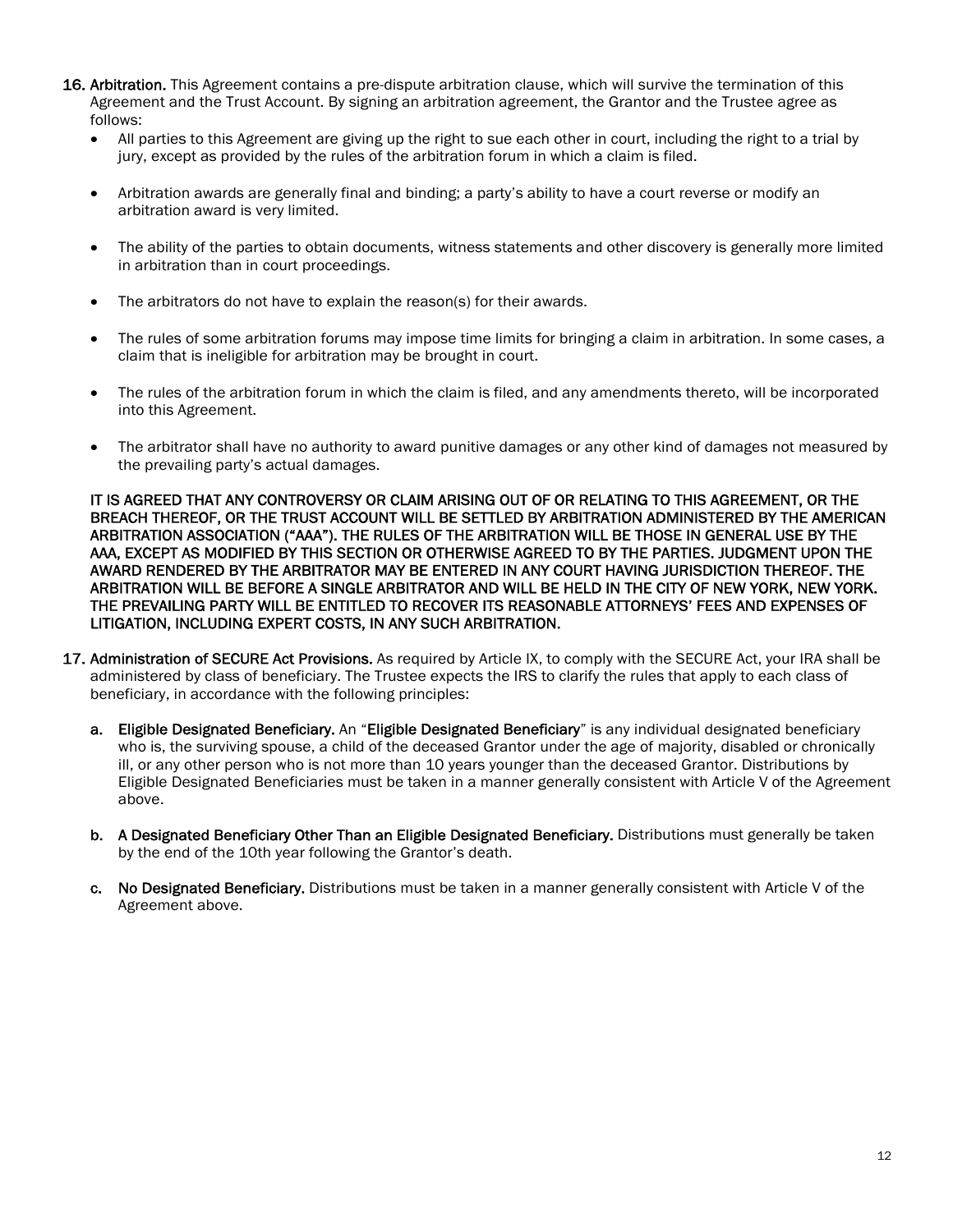16. **Arbitration.** This Agreement contains a pre-dispute arbitration clause, which will survive the termination of this Agreement and the Trust Account. By signing an arbitration agreement, the Grantor and the Trustee agree as follows:

    - All parties to this Agreement are giving up the right to sue each other in court, including the right to a trial by jury, except as provided by the rules of the arbitration forum in which a claim is filed.
    - Arbitration awards are generally final and binding; a party's ability to have a court reverse or modify an arbitration award is very limited.
    - The ability of the parties to obtain documents, witness statements and other discovery is generally more limited in arbitration than in court proceedings.
    - The arbitrators do not have to explain the reason(s) for their awards.
    - The rules of some arbitration forums may impose time limits for bringing a claim in arbitration. In some cases, a claim that is ineligible for arbitration may be brought in court.
    - The rules of the arbitration forum in which the claim is filed, and any amendments thereto, will be incorporated into this Agreement.
    - The arbitrator shall have no authority to award punitive damages or any other kind of damages not measured by the prevailing party's actual damages.

    **IT IS AGREED THAT ANY CONTROVERSY OR CLAIM ARISING OUT OF OR RELATING TO THIS AGREEMENT, OR THE BREACH THEREOF, OR THE TRUST ACCOUNT WILL BE SETTLED BY ARBITRATION ADMINISTERED BY THE AMERICAN ARBITRATION ASSOCIATION ("AAA"). THE RULES OF THE ARBITRATION WILL BE THOSE IN GENERAL USE BY THE AAA, EXCEPT AS MODIFIED BY THIS SECTION OR OTHERWISE AGREED TO BY THE PARTIES. JUDGMENT UPON THE AWARD RENDERED BY THE ARBITRATOR MAY BE ENTERED IN ANY COURT HAVING JURISDICTION THEREOF. THE ARBITRATION WILL BE BEFORE A SINGLE ARBITRATOR AND WILL BE HELD IN THE CITY OF NEW YORK, NEW YORK. THE PREVAILING PARTY WILL BE ENTITLED TO RECOVER ITS REASONABLE ATTORNEYS' FEES AND EXPENSES OF LITIGATION, INCLUDING EXPERT COSTS, IN ANY SUCH ARBITRATION.**

17. **Administration of SECURE Act Provisions.** As required by Article IX, to comply with the SECURE Act, your IRA shall be administered by class of beneficiary. The Trustee expects the IRS to clarify the rules that apply to each class of beneficiary, in accordance with the following principles:

    a. **Eligible Designated Beneficiary.** An "**Eligible Designated Beneficiary**" is any individual designated beneficiary who is, the surviving spouse, a child of the deceased Grantor under the age of majority, disabled or chronically ill, or any other person who is not more than 10 years younger than the deceased Grantor. Distributions by Eligible Designated Beneficiaries must be taken in a manner generally consistent with Article V of the Agreement above.

    b. **A Designated Beneficiary Other Than an Eligible Designated Beneficiary.** Distributions must generally be taken by the end of the 10th year following the Grantor's death.

    c. **No Designated Beneficiary.** Distributions must be taken in a manner generally consistent with Article V of the Agreement above.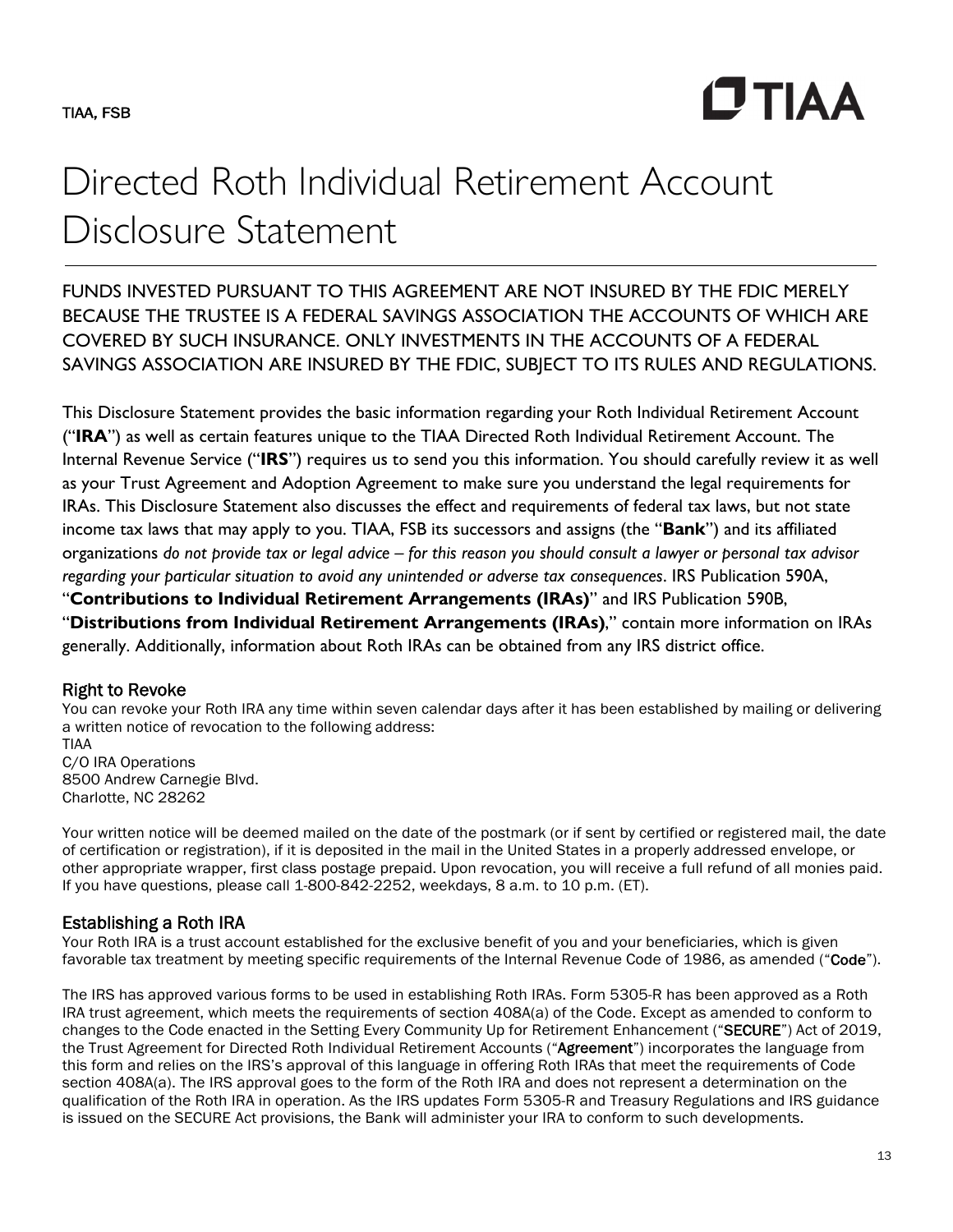TIAA, FSB

# Directed Roth Individual Retirement Account Disclosure Statement

FUNDS INVESTED PURSUANT TO THIS AGREEMENT ARE NOT INSURED BY THE FDIC MERELY BECAUSE THE TRUSTEE IS A FEDERAL SAVINGS ASSOCIATION THE ACCOUNTS OF WHICH ARE COVERED BY SUCH INSURANCE. ONLY INVESTMENTS IN THE ACCOUNTS OF A FEDERAL SAVINGS ASSOCIATION ARE INSURED BY THE FDIC, SUBJECT TO ITS RULES AND REGULATIONS.

This Disclosure Statement provides the basic information regarding your Roth Individual Retirement Account ("**IRA**") as well as certain features unique to the TIAA Directed Roth Individual Retirement Account. The Internal Revenue Service ("**IRS**") requires us to send you this information. You should carefully review it as well as your Trust Agreement and Adoption Agreement to make sure you understand the legal requirements for IRAs. This Disclosure Statement also discusses the effect and requirements of federal tax laws, but not state income tax laws that may apply to you. TIAA, FSB its successors and assigns (the "**Bank**") and its affiliated organizations *do not provide tax or legal advice – for this reason you should consult a lawyer or personal tax advisor regarding your particular situation to avoid any unintended or adverse tax consequences*. IRS Publication 590A, "**Contributions to Individual Retirement Arrangements (IRAs)**" and IRS Publication 590B, "**Distributions from Individual Retirement Arrangements (IRAs)**," contain more information on IRAs generally. Additionally, information about Roth IRAs can be obtained from any IRS district office.

## Right to Revoke

You can revoke your Roth IRA any time within seven calendar days after it has been established by mailing or delivering a written notice of revocation to the following address:
TIAA
C/O IRA Operations
8500 Andrew Carnegie Blvd.
Charlotte, NC 28262

Your written notice will be deemed mailed on the date of the postmark (or if sent by certified or registered mail, the date of certification or registration), if it is deposited in the mail in the United States in a properly addressed envelope, or other appropriate wrapper, first class postage prepaid. Upon revocation, you will receive a full refund of all monies paid. If you have questions, please call 1-800-842-2252, weekdays, 8 a.m. to 10 p.m. (ET).

## Establishing a Roth IRA

Your Roth IRA is a trust account established for the exclusive benefit of you and your beneficiaries, which is given favorable tax treatment by meeting specific requirements of the Internal Revenue Code of 1986, as amended ("**Code**").

The IRS has approved various forms to be used in establishing Roth IRAs. Form 5305-R has been approved as a Roth IRA trust agreement, which meets the requirements of section 408A(a) of the Code. Except as amended to conform to changes to the Code enacted in the Setting Every Community Up for Retirement Enhancement ("**SECURE**") Act of 2019, the Trust Agreement for Directed Roth Individual Retirement Accounts ("**Agreement**") incorporates the language from this form and relies on the IRS's approval of this language in offering Roth IRAs that meet the requirements of Code section 408A(a). The IRS approval goes to the form of the Roth IRA and does not represent a determination on the qualification of the Roth IRA in operation. As the IRS updates Form 5305-R and Treasury Regulations and IRS guidance is issued on the SECURE Act provisions, the Bank will administer your IRA to conform to such developments.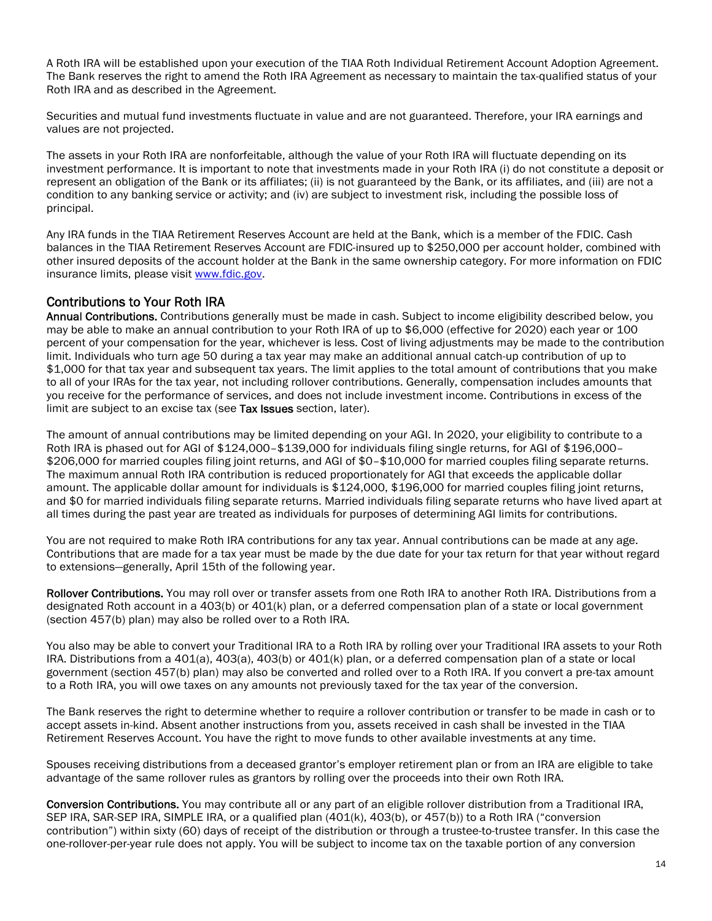A Roth IRA will be established upon your execution of the TIAA Roth Individual Retirement Account Adoption Agreement. The Bank reserves the right to amend the Roth IRA Agreement as necessary to maintain the tax-qualified status of your Roth IRA and as described in the Agreement.

Securities and mutual fund investments fluctuate in value and are not guaranteed. Therefore, your IRA earnings and values are not projected.

The assets in your Roth IRA are nonforfeitable, although the value of your Roth IRA will fluctuate depending on its investment performance. It is important to note that investments made in your Roth IRA (i) do not constitute a deposit or represent an obligation of the Bank or its affiliates; (ii) is not guaranteed by the Bank, or its affiliates, and (iii) are not a condition to any banking service or activity; and (iv) are subject to investment risk, including the possible loss of principal.

Any IRA funds in the TIAA Retirement Reserves Account are held at the Bank, which is a member of the FDIC. Cash balances in the TIAA Retirement Reserves Account are FDIC-insured up to $250,000 per account holder, combined with other insured deposits of the account holder at the Bank in the same ownership category. For more information on FDIC insurance limits, please visit www.fdic.gov.

## Contributions to Your Roth IRA

**Annual Contributions.** Contributions generally must be made in cash. Subject to income eligibility described below, you may be able to make an annual contribution to your Roth IRA of up to $6,000 (effective for 2020) each year or 100 percent of your compensation for the year, whichever is less. Cost of living adjustments may be made to the contribution limit. Individuals who turn age 50 during a tax year may make an additional annual catch-up contribution of up to $1,000 for that tax year and subsequent tax years. The limit applies to the total amount of contributions that you make to all of your IRAs for the tax year, not including rollover contributions. Generally, compensation includes amounts that you receive for the performance of services, and does not include investment income. Contributions in excess of the limit are subject to an excise tax (see **Tax Issues** section, later).

The amount of annual contributions may be limited depending on your AGI. In 2020, your eligibility to contribute to a Roth IRA is phased out for AGI of $124,000–$139,000 for individuals filing single returns, for AGI of $196,000–$206,000 for married couples filing joint returns, and AGI of $0–$10,000 for married couples filing separate returns. The maximum annual Roth IRA contribution is reduced proportionately for AGI that exceeds the applicable dollar amount. The applicable dollar amount for individuals is $124,000, $196,000 for married couples filing joint returns, and $0 for married individuals filing separate returns. Married individuals filing separate returns who have lived apart at all times during the past year are treated as individuals for purposes of determining AGI limits for contributions.

You are not required to make Roth IRA contributions for any tax year. Annual contributions can be made at any age. Contributions that are made for a tax year must be made by the due date for your tax return for that year without regard to extensions—generally, April 15th of the following year.

**Rollover Contributions.** You may roll over or transfer assets from one Roth IRA to another Roth IRA. Distributions from a designated Roth account in a 403(b) or 401(k) plan, or a deferred compensation plan of a state or local government (section 457(b) plan) may also be rolled over to a Roth IRA.

You also may be able to convert your Traditional IRA to a Roth IRA by rolling over your Traditional IRA assets to your Roth IRA. Distributions from a 401(a), 403(a), 403(b) or 401(k) plan, or a deferred compensation plan of a state or local government (section 457(b) plan) may also be converted and rolled over to a Roth IRA. If you convert a pre-tax amount to a Roth IRA, you will owe taxes on any amounts not previously taxed for the tax year of the conversion.

The Bank reserves the right to determine whether to require a rollover contribution or transfer to be made in cash or to accept assets in-kind. Absent another instructions from you, assets received in cash shall be invested in the TIAA Retirement Reserves Account. You have the right to move funds to other available investments at any time.

Spouses receiving distributions from a deceased grantor's employer retirement plan or from an IRA are eligible to take advantage of the same rollover rules as grantors by rolling over the proceeds into their own Roth IRA.

**Conversion Contributions.** You may contribute all or any part of an eligible rollover distribution from a Traditional IRA, SEP IRA, SAR-SEP IRA, SIMPLE IRA, or a qualified plan (401(k), 403(b), or 457(b)) to a Roth IRA ("conversion contribution") within sixty (60) days of receipt of the distribution or through a trustee-to-trustee transfer. In this case the one-rollover-per-year rule does not apply. You will be subject to income tax on the taxable portion of any conversion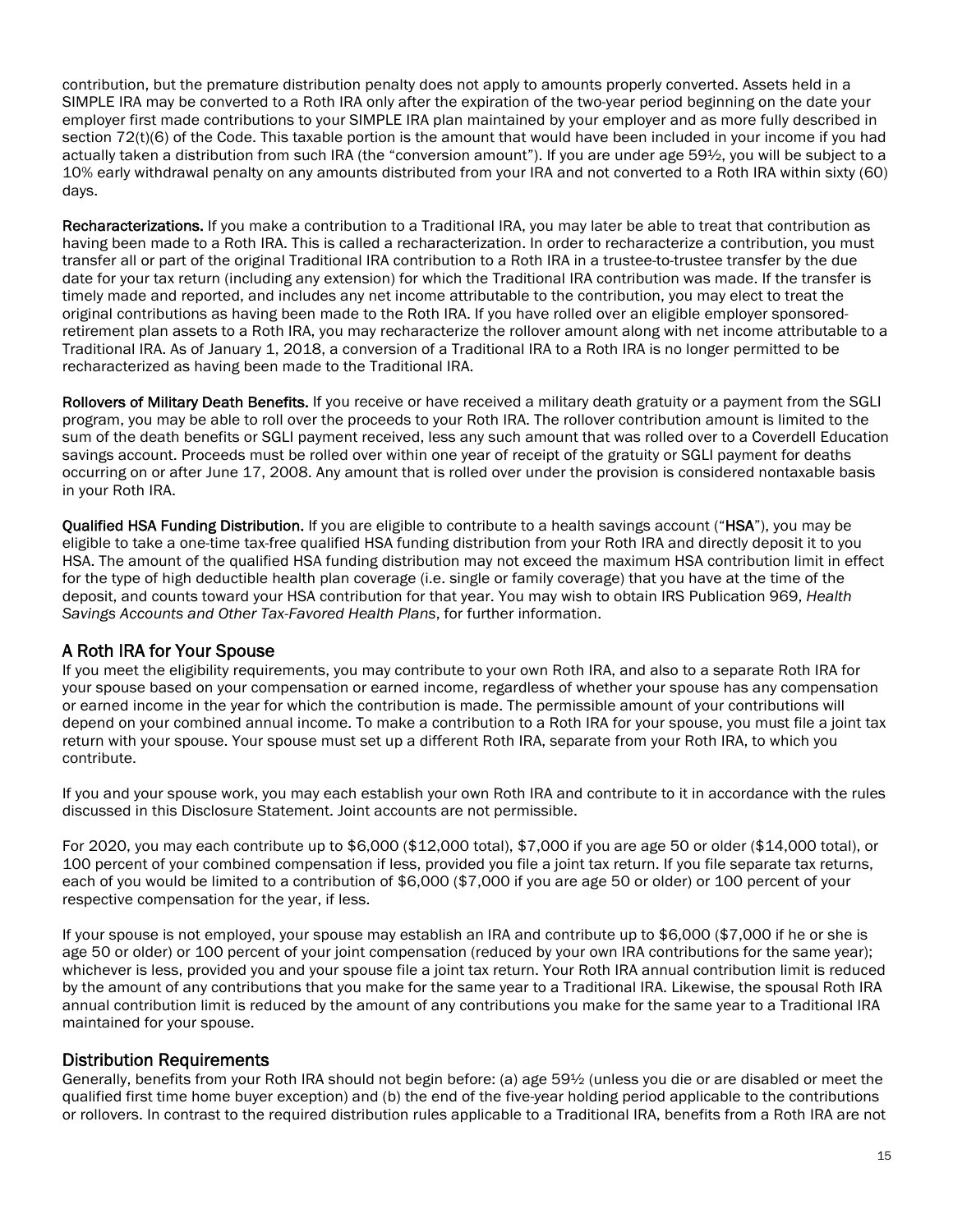contribution, but the premature distribution penalty does not apply to amounts properly converted. Assets held in a SIMPLE IRA may be converted to a Roth IRA only after the expiration of the two-year period beginning on the date your employer first made contributions to your SIMPLE IRA plan maintained by your employer and as more fully described in section 72(t)(6) of the Code. This taxable portion is the amount that would have been included in your income if you had actually taken a distribution from such IRA (the "conversion amount"). If you are under age 59½, you will be subject to a 10% early withdrawal penalty on any amounts distributed from your IRA and not converted to a Roth IRA within sixty (60) days.

**Recharacterizations.** If you make a contribution to a Traditional IRA, you may later be able to treat that contribution as having been made to a Roth IRA. This is called a recharacterization. In order to recharacterize a contribution, you must transfer all or part of the original Traditional IRA contribution to a Roth IRA in a trustee-to-trustee transfer by the due date for your tax return (including any extension) for which the Traditional IRA contribution was made. If the transfer is timely made and reported, and includes any net income attributable to the contribution, you may elect to treat the original contributions as having been made to the Roth IRA. If you have rolled over an eligible employer sponsored-retirement plan assets to a Roth IRA, you may recharacterize the rollover amount along with net income attributable to a Traditional IRA. As of January 1, 2018, a conversion of a Traditional IRA to a Roth IRA is no longer permitted to be recharacterized as having been made to the Traditional IRA.

**Rollovers of Military Death Benefits.** If you receive or have received a military death gratuity or a payment from the SGLI program, you may be able to roll over the proceeds to your Roth IRA. The rollover contribution amount is limited to the sum of the death benefits or SGLI payment received, less any such amount that was rolled over to a Coverdell Education savings account. Proceeds must be rolled over within one year of receipt of the gratuity or SGLI payment for deaths occurring on or after June 17, 2008. Any amount that is rolled over under the provision is considered nontaxable basis in your Roth IRA.

**Qualified HSA Funding Distribution.** If you are eligible to contribute to a health savings account ("**HSA**"), you may be eligible to take a one-time tax-free qualified HSA funding distribution from your Roth IRA and directly deposit it to you HSA. The amount of the qualified HSA funding distribution may not exceed the maximum HSA contribution limit in effect for the type of high deductible health plan coverage (i.e. single or family coverage) that you have at the time of the deposit, and counts toward your HSA contribution for that year. You may wish to obtain IRS Publication 969, *Health Savings Accounts and Other Tax-Favored Health Plans*, for further information.

## A Roth IRA for Your Spouse

If you meet the eligibility requirements, you may contribute to your own Roth IRA, and also to a separate Roth IRA for your spouse based on your compensation or earned income, regardless of whether your spouse has any compensation or earned income in the year for which the contribution is made. The permissible amount of your contributions will depend on your combined annual income. To make a contribution to a Roth IRA for your spouse, you must file a joint tax return with your spouse. Your spouse must set up a different Roth IRA, separate from your Roth IRA, to which you contribute.

If you and your spouse work, you may each establish your own Roth IRA and contribute to it in accordance with the rules discussed in this Disclosure Statement. Joint accounts are not permissible.

For 2020, you may each contribute up to $6,000 ($12,000 total), $7,000 if you are age 50 or older ($14,000 total), or 100 percent of your combined compensation if less, provided you file a joint tax return. If you file separate tax returns, each of you would be limited to a contribution of $6,000 ($7,000 if you are age 50 or older) or 100 percent of your respective compensation for the year, if less.

If your spouse is not employed, your spouse may establish an IRA and contribute up to $6,000 ($7,000 if he or she is age 50 or older) or 100 percent of your joint compensation (reduced by your own IRA contributions for the same year); whichever is less, provided you and your spouse file a joint tax return. Your Roth IRA annual contribution limit is reduced by the amount of any contributions that you make for the same year to a Traditional IRA. Likewise, the spousal Roth IRA annual contribution limit is reduced by the amount of any contributions you make for the same year to a Traditional IRA maintained for your spouse.

## Distribution Requirements

Generally, benefits from your Roth IRA should not begin before: (a) age 59½ (unless you die or are disabled or meet the qualified first time home buyer exception) and (b) the end of the five-year holding period applicable to the contributions or rollovers. In contrast to the required distribution rules applicable to a Traditional IRA, benefits from a Roth IRA are not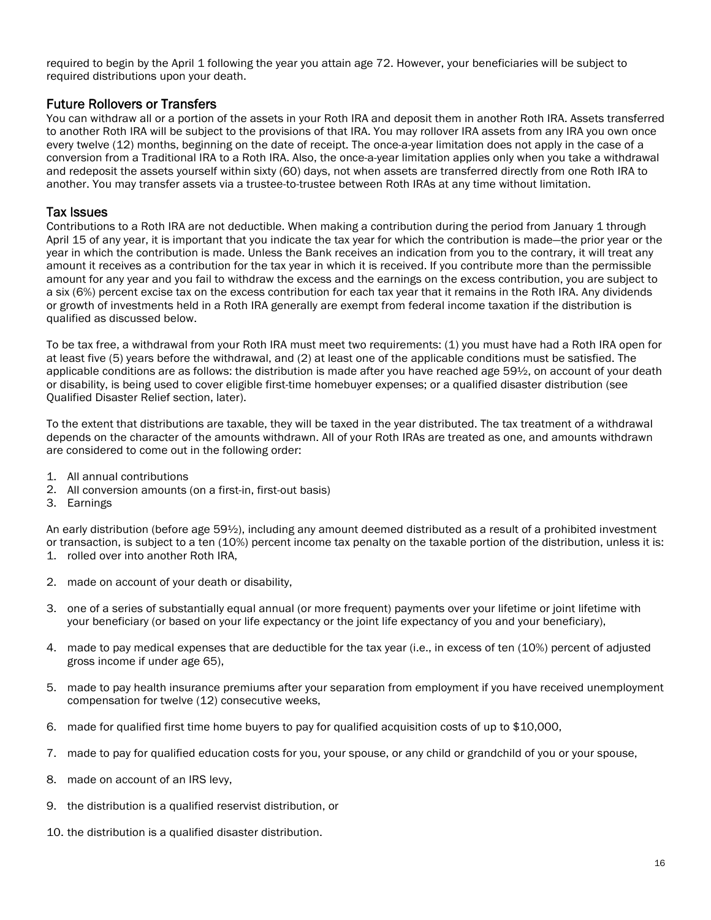required to begin by the April 1 following the year you attain age 72. However, your beneficiaries will be subject to required distributions upon your death.

## Future Rollovers or Transfers

You can withdraw all or a portion of the assets in your Roth IRA and deposit them in another Roth IRA. Assets transferred to another Roth IRA will be subject to the provisions of that IRA. You may rollover IRA assets from any IRA you own once every twelve (12) months, beginning on the date of receipt. The once-a-year limitation does not apply in the case of a conversion from a Traditional IRA to a Roth IRA. Also, the once-a-year limitation applies only when you take a withdrawal and redeposit the assets yourself within sixty (60) days, not when assets are transferred directly from one Roth IRA to another. You may transfer assets via a trustee-to-trustee between Roth IRAs at any time without limitation.

## Tax Issues

Contributions to a Roth IRA are not deductible. When making a contribution during the period from January 1 through April 15 of any year, it is important that you indicate the tax year for which the contribution is made—the prior year or the year in which the contribution is made. Unless the Bank receives an indication from you to the contrary, it will treat any amount it receives as a contribution for the tax year in which it is received. If you contribute more than the permissible amount for any year and you fail to withdraw the excess and the earnings on the excess contribution, you are subject to a six (6%) percent excise tax on the excess contribution for each tax year that it remains in the Roth IRA. Any dividends or growth of investments held in a Roth IRA generally are exempt from federal income taxation if the distribution is qualified as discussed below.

To be tax free, a withdrawal from your Roth IRA must meet two requirements: (1) you must have had a Roth IRA open for at least five (5) years before the withdrawal, and (2) at least one of the applicable conditions must be satisfied. The applicable conditions are as follows: the distribution is made after you have reached age 59½, on account of your death or disability, is being used to cover eligible first-time homebuyer expenses; or a qualified disaster distribution (see Qualified Disaster Relief section, later).

To the extent that distributions are taxable, they will be taxed in the year distributed. The tax treatment of a withdrawal depends on the character of the amounts withdrawn. All of your Roth IRAs are treated as one, and amounts withdrawn are considered to come out in the following order:

1. All annual contributions
2. All conversion amounts (on a first-in, first-out basis)
3. Earnings

An early distribution (before age 59½), including any amount deemed distributed as a result of a prohibited investment or transaction, is subject to a ten (10%) percent income tax penalty on the taxable portion of the distribution, unless it is:

1. rolled over into another Roth IRA,
2. made on account of your death or disability,
3. one of a series of substantially equal annual (or more frequent) payments over your lifetime or joint lifetime with your beneficiary (or based on your life expectancy or the joint life expectancy of you and your beneficiary),
4. made to pay medical expenses that are deductible for the tax year (i.e., in excess of ten (10%) percent of adjusted gross income if under age 65),
5. made to pay health insurance premiums after your separation from employment if you have received unemployment compensation for twelve (12) consecutive weeks,
6. made for qualified first time home buyers to pay for qualified acquisition costs of up to $10,000,
7. made to pay for qualified education costs for you, your spouse, or any child or grandchild of you or your spouse,
8. made on account of an IRS levy,
9. the distribution is a qualified reservist distribution, or
10. the distribution is a qualified disaster distribution.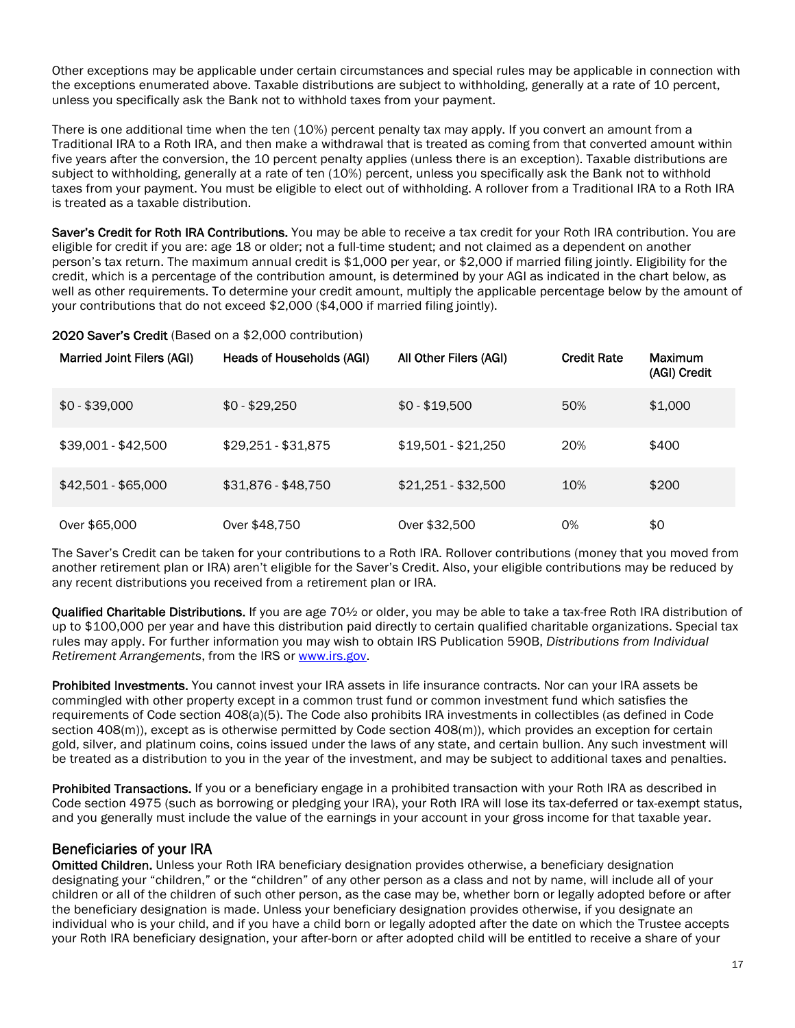Other exceptions may be applicable under certain circumstances and special rules may be applicable in connection with the exceptions enumerated above. Taxable distributions are subject to withholding, generally at a rate of 10 percent, unless you specifically ask the Bank not to withhold taxes from your payment.

There is one additional time when the ten (10%) percent penalty tax may apply. If you convert an amount from a Traditional IRA to a Roth IRA, and then make a withdrawal that is treated as coming from that converted amount within five years after the conversion, the 10 percent penalty applies (unless there is an exception). Taxable distributions are subject to withholding, generally at a rate of ten (10%) percent, unless you specifically ask the Bank not to withhold taxes from your payment. You must be eligible to elect out of withholding. A rollover from a Traditional IRA to a Roth IRA is treated as a taxable distribution.

**Saver's Credit for Roth IRA Contributions.** You may be able to receive a tax credit for your Roth IRA contribution. You are eligible for credit if you are: age 18 or older; not a full-time student; and not claimed as a dependent on another person's tax return. The maximum annual credit is $1,000 per year, or $2,000 if married filing jointly. Eligibility for the credit, which is a percentage of the contribution amount, is determined by your AGI as indicated in the chart below, as well as other requirements. To determine your credit amount, multiply the applicable percentage below by the amount of your contributions that do not exceed $2,000 ($4,000 if married filing jointly).

**2020 Saver's Credit** (Based on a $2,000 contribution)

| Married Joint Filers (AGI) | Heads of Households (AGI) | All Other Filers (AGI) | Credit Rate | Maximum (AGI) Credit |
|---|---|---|---|---|
| $0 - $39,000 | $0 - $29,250 | $0 - $19,500 | 50% | $1,000 |
| $39,001 - $42,500 | $29,251 - $31,875 | $19,501 - $21,250 | 20% | $400 |
| $42,501 - $65,000 | $31,876 - $48,750 | $21,251 - $32,500 | 10% | $200 |
| Over $65,000 | Over $48,750 | Over $32,500 | 0% | $0 |

The Saver's Credit can be taken for your contributions to a Roth IRA. Rollover contributions (money that you moved from another retirement plan or IRA) aren't eligible for the Saver's Credit. Also, your eligible contributions may be reduced by any recent distributions you received from a retirement plan or IRA.

**Qualified Charitable Distributions.** If you are age 70½ or older, you may be able to take a tax-free Roth IRA distribution of up to $100,000 per year and have this distribution paid directly to certain qualified charitable organizations. Special tax rules may apply. For further information you may wish to obtain IRS Publication 590B, *Distributions from Individual Retirement Arrangements*, from the IRS or [www.irs.gov](http://www.irs.gov).

**Prohibited Investments.** You cannot invest your IRA assets in life insurance contracts. Nor can your IRA assets be commingled with other property except in a common trust fund or common investment fund which satisfies the requirements of Code section 408(a)(5). The Code also prohibits IRA investments in collectibles (as defined in Code section 408(m)), except as is otherwise permitted by Code section 408(m)), which provides an exception for certain gold, silver, and platinum coins, coins issued under the laws of any state, and certain bullion. Any such investment will be treated as a distribution to you in the year of the investment, and may be subject to additional taxes and penalties.

**Prohibited Transactions.** If you or a beneficiary engage in a prohibited transaction with your Roth IRA as described in Code section 4975 (such as borrowing or pledging your IRA), your Roth IRA will lose its tax-deferred or tax-exempt status, and you generally must include the value of the earnings in your account in your gross income for that taxable year.

## Beneficiaries of your IRA

**Omitted Children.** Unless your Roth IRA beneficiary designation provides otherwise, a beneficiary designation designating your "children," or the "children" of any other person as a class and not by name, will include all of your children or all of the children of such other person, as the case may be, whether born or legally adopted before or after the beneficiary designation is made. Unless your beneficiary designation provides otherwise, if you designate an individual who is your child, and if you have a child born or legally adopted after the date on which the Trustee accepts your Roth IRA beneficiary designation, your after-born or after adopted child will be entitled to receive a share of your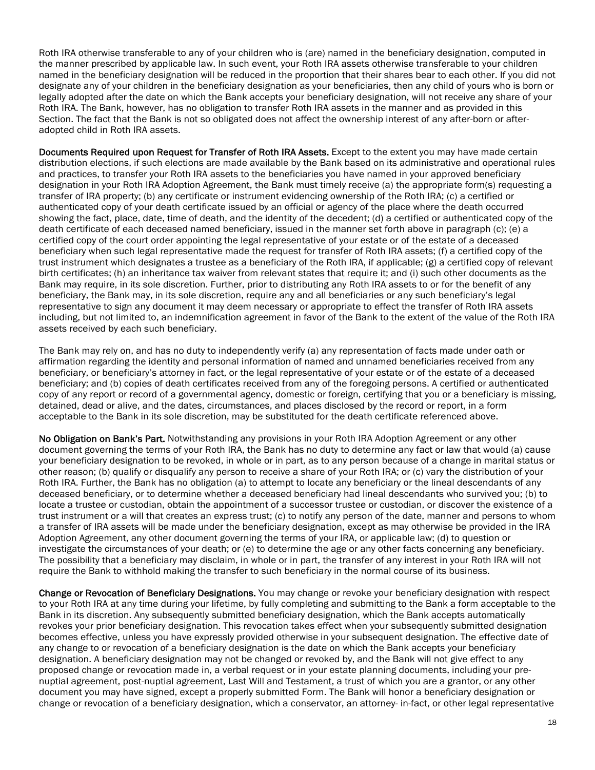Roth IRA otherwise transferable to any of your children who is (are) named in the beneficiary designation, computed in the manner prescribed by applicable law. In such event, your Roth IRA assets otherwise transferable to your children named in the beneficiary designation will be reduced in the proportion that their shares bear to each other. If you did not designate any of your children in the beneficiary designation as your beneficiaries, then any child of yours who is born or legally adopted after the date on which the Bank accepts your beneficiary designation, will not receive any share of your Roth IRA. The Bank, however, has no obligation to transfer Roth IRA assets in the manner and as provided in this Section. The fact that the Bank is not so obligated does not affect the ownership interest of any after-born or after-adopted child in Roth IRA assets.

**Documents Required upon Request for Transfer of Roth IRA Assets.** Except to the extent you may have made certain distribution elections, if such elections are made available by the Bank based on its administrative and operational rules and practices, to transfer your Roth IRA assets to the beneficiaries you have named in your approved beneficiary designation in your Roth IRA Adoption Agreement, the Bank must timely receive (a) the appropriate form(s) requesting a transfer of IRA property; (b) any certificate or instrument evidencing ownership of the Roth IRA; (c) a certified or authenticated copy of your death certificate issued by an official or agency of the place where the death occurred showing the fact, place, date, time of death, and the identity of the decedent; (d) a certified or authenticated copy of the death certificate of each deceased named beneficiary, issued in the manner set forth above in paragraph (c); (e) a certified copy of the court order appointing the legal representative of your estate or of the estate of a deceased beneficiary when such legal representative made the request for transfer of Roth IRA assets; (f) a certified copy of the trust instrument which designates a trustee as a beneficiary of the Roth IRA, if applicable; (g) a certified copy of relevant birth certificates; (h) an inheritance tax waiver from relevant states that require it; and (i) such other documents as the Bank may require, in its sole discretion. Further, prior to distributing any Roth IRA assets to or for the benefit of any beneficiary, the Bank may, in its sole discretion, require any and all beneficiaries or any such beneficiary's legal representative to sign any document it may deem necessary or appropriate to effect the transfer of Roth IRA assets including, but not limited to, an indemnification agreement in favor of the Bank to the extent of the value of the Roth IRA assets received by each such beneficiary.

The Bank may rely on, and has no duty to independently verify (a) any representation of facts made under oath or affirmation regarding the identity and personal information of named and unnamed beneficiaries received from any beneficiary, or beneficiary's attorney in fact, or the legal representative of your estate or of the estate of a deceased beneficiary; and (b) copies of death certificates received from any of the foregoing persons. A certified or authenticated copy of any report or record of a governmental agency, domestic or foreign, certifying that you or a beneficiary is missing, detained, dead or alive, and the dates, circumstances, and places disclosed by the record or report, in a form acceptable to the Bank in its sole discretion, may be substituted for the death certificate referenced above.

**No Obligation on Bank's Part.** Notwithstanding any provisions in your Roth IRA Adoption Agreement or any other document governing the terms of your Roth IRA, the Bank has no duty to determine any fact or law that would (a) cause your beneficiary designation to be revoked, in whole or in part, as to any person because of a change in marital status or other reason; (b) qualify or disqualify any person to receive a share of your Roth IRA; or (c) vary the distribution of your Roth IRA. Further, the Bank has no obligation (a) to attempt to locate any beneficiary or the lineal descendants of any deceased beneficiary, or to determine whether a deceased beneficiary had lineal descendants who survived you; (b) to locate a trustee or custodian, obtain the appointment of a successor trustee or custodian, or discover the existence of a trust instrument or a will that creates an express trust; (c) to notify any person of the date, manner and persons to whom a transfer of IRA assets will be made under the beneficiary designation, except as may otherwise be provided in the IRA Adoption Agreement, any other document governing the terms of your IRA, or applicable law; (d) to question or investigate the circumstances of your death; or (e) to determine the age or any other facts concerning any beneficiary. The possibility that a beneficiary may disclaim, in whole or in part, the transfer of any interest in your Roth IRA will not require the Bank to withhold making the transfer to such beneficiary in the normal course of its business.

**Change or Revocation of Beneficiary Designations.** You may change or revoke your beneficiary designation with respect to your Roth IRA at any time during your lifetime, by fully completing and submitting to the Bank a form acceptable to the Bank in its discretion. Any subsequently submitted beneficiary designation, which the Bank accepts automatically revokes your prior beneficiary designation. This revocation takes effect when your subsequently submitted designation becomes effective, unless you have expressly provided otherwise in your subsequent designation. The effective date of any change to or revocation of a beneficiary designation is the date on which the Bank accepts your beneficiary designation. A beneficiary designation may not be changed or revoked by, and the Bank will not give effect to any proposed change or revocation made in, a verbal request or in your estate planning documents, including your pre-nuptial agreement, post-nuptial agreement, Last Will and Testament, a trust of which you are a grantor, or any other document you may have signed, except a properly submitted Form. The Bank will honor a beneficiary designation or change or revocation of a beneficiary designation, which a conservator, an attorney- in-fact, or other legal representative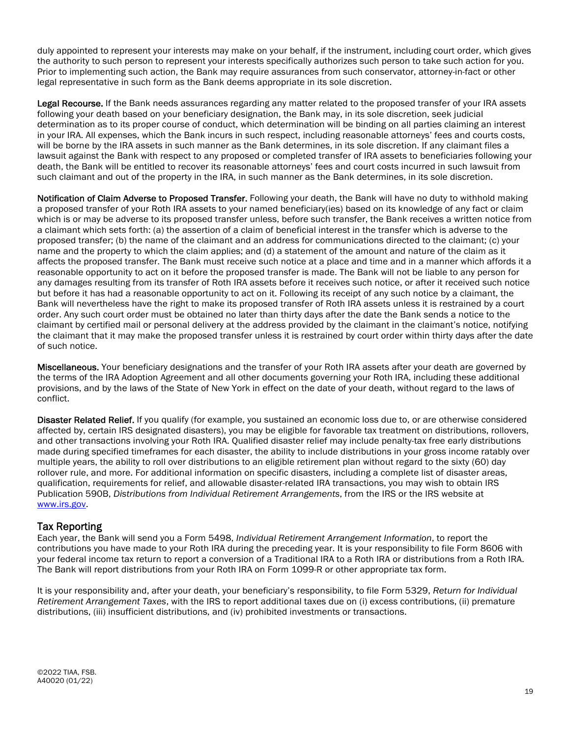duly appointed to represent your interests may make on your behalf, if the instrument, including court order, which gives the authority to such person to represent your interests specifically authorizes such person to take such action for you. Prior to implementing such action, the Bank may require assurances from such conservator, attorney-in-fact or other legal representative in such form as the Bank deems appropriate in its sole discretion.

**Legal Recourse.** If the Bank needs assurances regarding any matter related to the proposed transfer of your IRA assets following your death based on your beneficiary designation, the Bank may, in its sole discretion, seek judicial determination as to its proper course of conduct, which determination will be binding on all parties claiming an interest in your IRA. All expenses, which the Bank incurs in such respect, including reasonable attorneys' fees and courts costs, will be borne by the IRA assets in such manner as the Bank determines, in its sole discretion. If any claimant files a lawsuit against the Bank with respect to any proposed or completed transfer of IRA assets to beneficiaries following your death, the Bank will be entitled to recover its reasonable attorneys' fees and court costs incurred in such lawsuit from such claimant and out of the property in the IRA, in such manner as the Bank determines, in its sole discretion.

**Notification of Claim Adverse to Proposed Transfer.** Following your death, the Bank will have no duty to withhold making a proposed transfer of your Roth IRA assets to your named beneficiary(ies) based on its knowledge of any fact or claim which is or may be adverse to its proposed transfer unless, before such transfer, the Bank receives a written notice from a claimant which sets forth: (a) the assertion of a claim of beneficial interest in the transfer which is adverse to the proposed transfer; (b) the name of the claimant and an address for communications directed to the claimant; (c) your name and the property to which the claim applies; and (d) a statement of the amount and nature of the claim as it affects the proposed transfer. The Bank must receive such notice at a place and time and in a manner which affords it a reasonable opportunity to act on it before the proposed transfer is made. The Bank will not be liable to any person for any damages resulting from its transfer of Roth IRA assets before it receives such notice, or after it received such notice but before it has had a reasonable opportunity to act on it. Following its receipt of any such notice by a claimant, the Bank will nevertheless have the right to make its proposed transfer of Roth IRA assets unless it is restrained by a court order. Any such court order must be obtained no later than thirty days after the date the Bank sends a notice to the claimant by certified mail or personal delivery at the address provided by the claimant in the claimant's notice, notifying the claimant that it may make the proposed transfer unless it is restrained by court order within thirty days after the date of such notice.

**Miscellaneous.** Your beneficiary designations and the transfer of your Roth IRA assets after your death are governed by the terms of the IRA Adoption Agreement and all other documents governing your Roth IRA, including these additional provisions, and by the laws of the State of New York in effect on the date of your death, without regard to the laws of conflict.

**Disaster Related Relief.** If you qualify (for example, you sustained an economic loss due to, or are otherwise considered affected by, certain IRS designated disasters), you may be eligible for favorable tax treatment on distributions, rollovers, and other transactions involving your Roth IRA. Qualified disaster relief may include penalty-tax free early distributions made during specified timeframes for each disaster, the ability to include distributions in your gross income ratably over multiple years, the ability to roll over distributions to an eligible retirement plan without regard to the sixty (60) day rollover rule, and more. For additional information on specific disasters, including a complete list of disaster areas, qualification, requirements for relief, and allowable disaster-related IRA transactions, you may wish to obtain IRS Publication 590B, *Distributions from Individual Retirement Arrangements*, from the IRS or the IRS website at www.irs.gov.

## Tax Reporting

Each year, the Bank will send you a Form 5498, *Individual Retirement Arrangement Information*, to report the contributions you have made to your Roth IRA during the preceding year. It is your responsibility to file Form 8606 with your federal income tax return to report a conversion of a Traditional IRA to a Roth IRA or distributions from a Roth IRA. The Bank will report distributions from your Roth IRA on Form 1099-R or other appropriate tax form.

It is your responsibility and, after your death, your beneficiary's responsibility, to file Form 5329, *Return for Individual Retirement Arrangement Taxes*, with the IRS to report additional taxes due on (i) excess contributions, (ii) premature distributions, (iii) insufficient distributions, and (iv) prohibited investments or transactions.

©2022 TIAA, FSB.
A40020 (01/22)